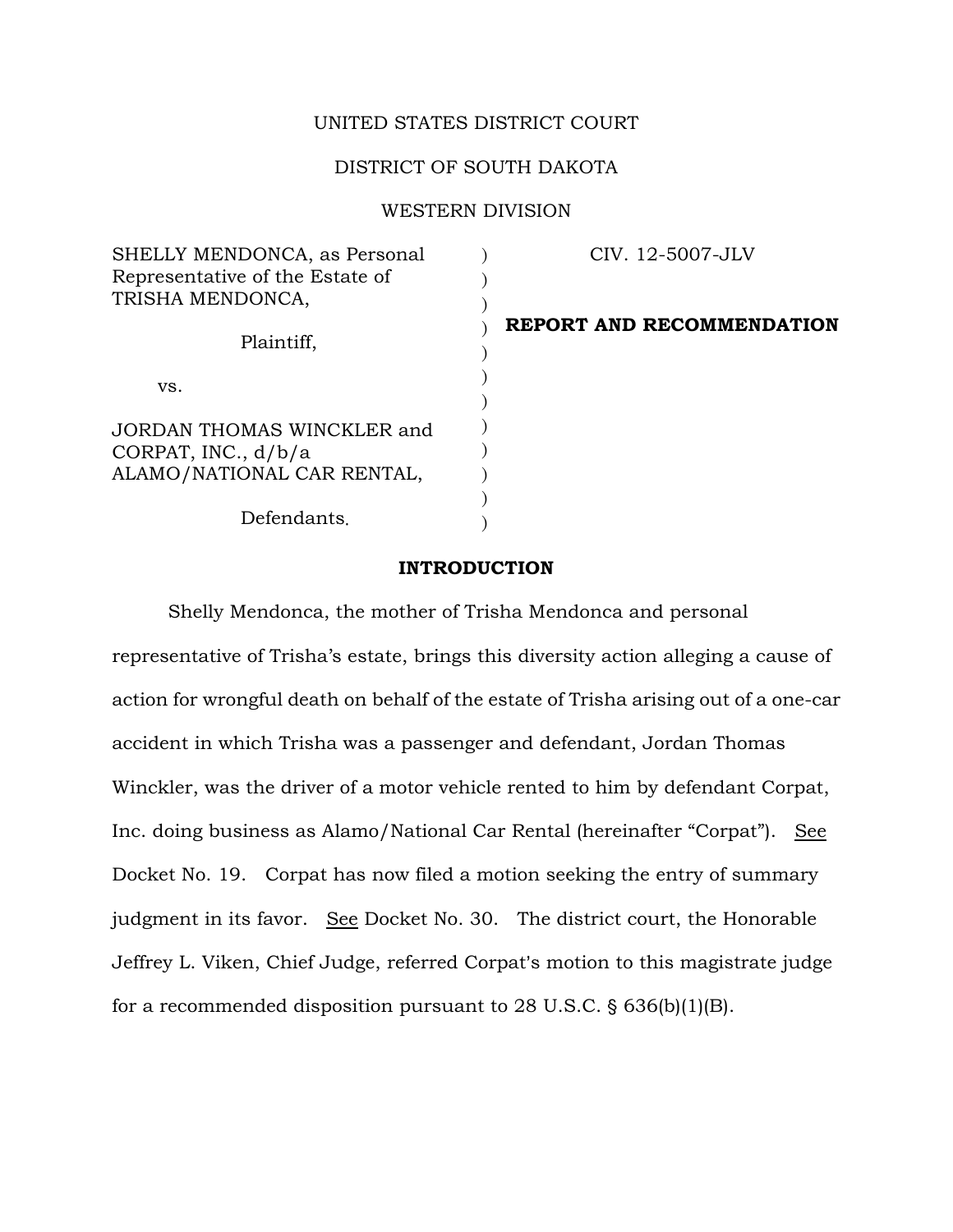UNITED STATES DISTRICT COURT

DISTRICT OF SOUTH DAKOTA

WESTERN DIVISION

| | | |
|---|---|---|
| SHELLY MENDONCA, as Personal Representative of the Estate of TRISHA MENDONCA,<br><br>Plaintiff,<br><br>vs.<br><br>JORDAN THOMAS WINCKLER and CORPAT, INC., d/b/a ALAMO/NATIONAL CAR RENTAL,<br><br>Defendants. | ) | CIV. 12-5007-JLV<br><br>**REPORT AND RECOMMENDATION** |

**INTRODUCTION**

Shelly Mendonca, the mother of Trisha Mendonca and personal representative of Trisha's estate, brings this diversity action alleging a cause of action for wrongful death on behalf of the estate of Trisha arising out of a one-car accident in which Trisha was a passenger and defendant, Jordan Thomas Winckler, was the driver of a motor vehicle rented to him by defendant Corpat, Inc. doing business as Alamo/National Car Rental (hereinafter "Corpat"). See Docket No. 19. Corpat has now filed a motion seeking the entry of summary judgment in its favor. See Docket No. 30. The district court, the Honorable Jeffrey L. Viken, Chief Judge, referred Corpat's motion to this magistrate judge for a recommended disposition pursuant to 28 U.S.C. § 636(b)(1)(B).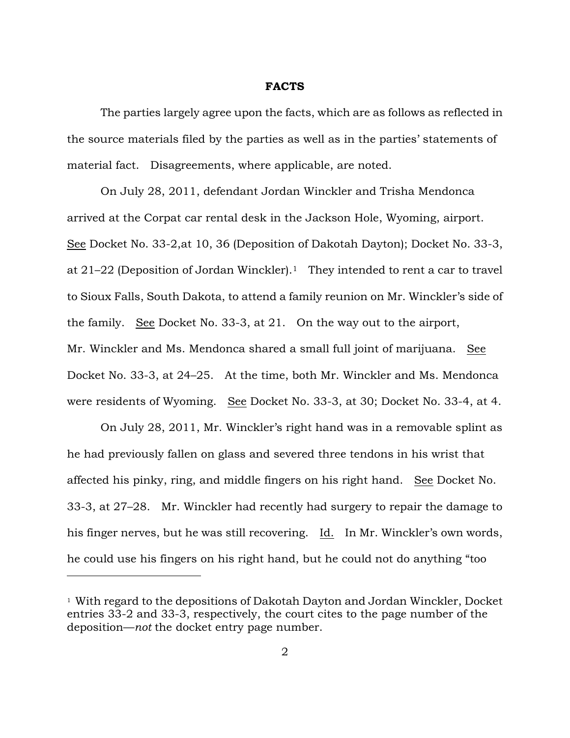## FACTS

The parties largely agree upon the facts, which are as follows as reflected in the source materials filed by the parties as well as in the parties' statements of material fact. Disagreements, where applicable, are noted.

On July 28, 2011, defendant Jordan Winckler and Trisha Mendonca arrived at the Corpat car rental desk in the Jackson Hole, Wyoming, airport. See Docket No. 33-2,at 10, 36 (Deposition of Dakotah Dayton); Docket No. 33-3, at 21–22 (Deposition of Jordan Winckler).[1] They intended to rent a car to travel to Sioux Falls, South Dakota, to attend a family reunion on Mr. Winckler's side of the family. See Docket No. 33-3, at 21. On the way out to the airport, Mr. Winckler and Ms. Mendonca shared a small full joint of marijuana. See Docket No. 33-3, at 24–25. At the time, both Mr. Winckler and Ms. Mendonca were residents of Wyoming. See Docket No. 33-3, at 30; Docket No. 33-4, at 4.

On July 28, 2011, Mr. Winckler's right hand was in a removable splint as he had previously fallen on glass and severed three tendons in his wrist that affected his pinky, ring, and middle fingers on his right hand. See Docket No. 33-3, at 27–28. Mr. Winckler had recently had surgery to repair the damage to his finger nerves, but he was still recovering. Id. In Mr. Winckler's own words, he could use his fingers on his right hand, but he could not do anything "too

[1] With regard to the depositions of Dakotah Dayton and Jordan Winckler, Docket entries 33-2 and 33-3, respectively, the court cites to the page number of the deposition—*not* the docket entry page number.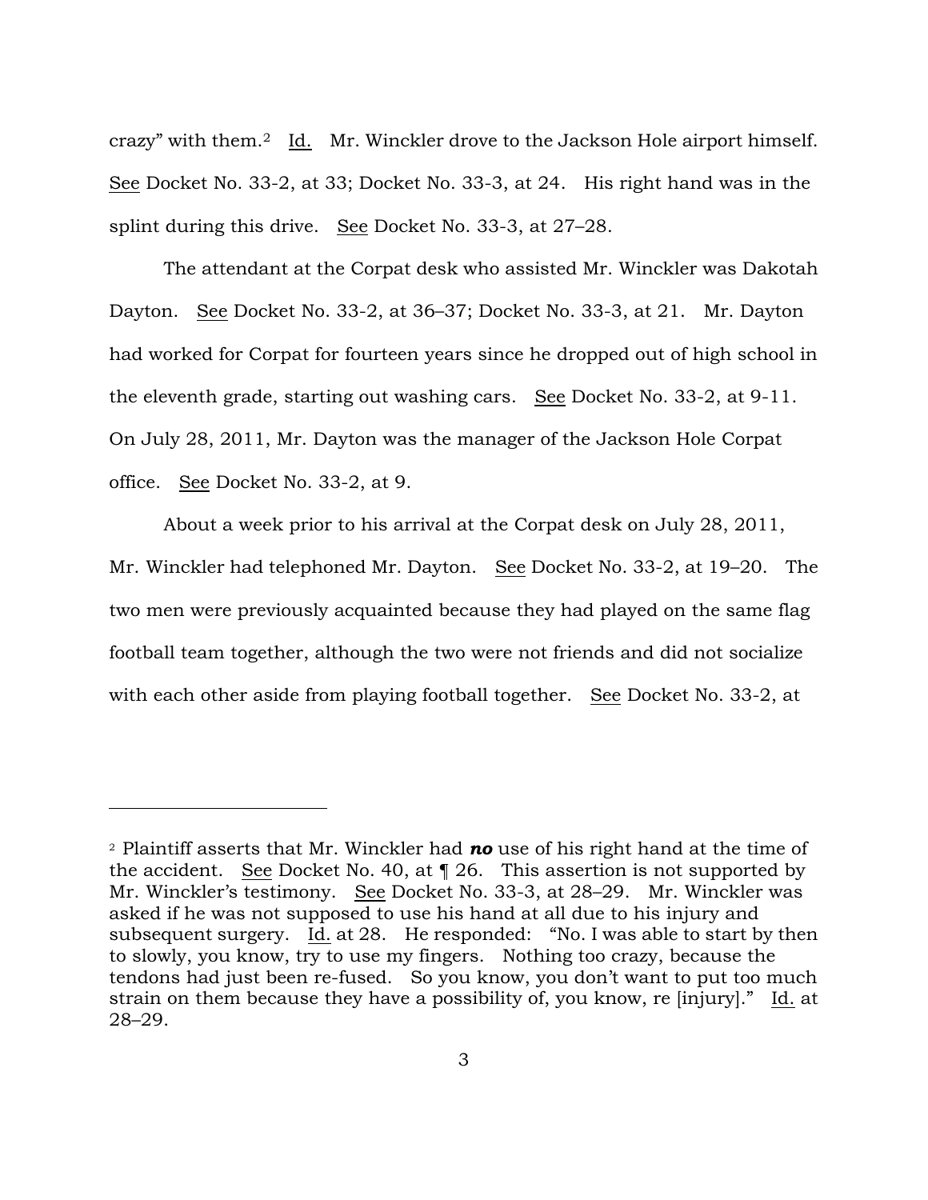crazy" with them.[2] Id. Mr. Winckler drove to the Jackson Hole airport himself. See Docket No. 33-2, at 33; Docket No. 33-3, at 24. His right hand was in the splint during this drive. See Docket No. 33-3, at 27–28.

The attendant at the Corpat desk who assisted Mr. Winckler was Dakotah Dayton. See Docket No. 33-2, at 36–37; Docket No. 33-3, at 21. Mr. Dayton had worked for Corpat for fourteen years since he dropped out of high school in the eleventh grade, starting out washing cars. See Docket No. 33-2, at 9-11. On July 28, 2011, Mr. Dayton was the manager of the Jackson Hole Corpat office. See Docket No. 33-2, at 9.

About a week prior to his arrival at the Corpat desk on July 28, 2011, Mr. Winckler had telephoned Mr. Dayton. See Docket No. 33-2, at 19–20. The two men were previously acquainted because they had played on the same flag football team together, although the two were not friends and did not socialize with each other aside from playing football together. See Docket No. 33-2, at

---

[2] Plaintiff asserts that Mr. Winckler had ***no*** use of his right hand at the time of the accident. See Docket No. 40, at ¶ 26. This assertion is not supported by Mr. Winckler's testimony. See Docket No. 33-3, at 28–29. Mr. Winckler was asked if he was not supposed to use his hand at all due to his injury and subsequent surgery. Id. at 28. He responded: "No. I was able to start by then to slowly, you know, try to use my fingers. Nothing too crazy, because the tendons had just been re-fused. So you know, you don't want to put too much strain on them because they have a possibility of, you know, re [injury]." Id. at 28–29.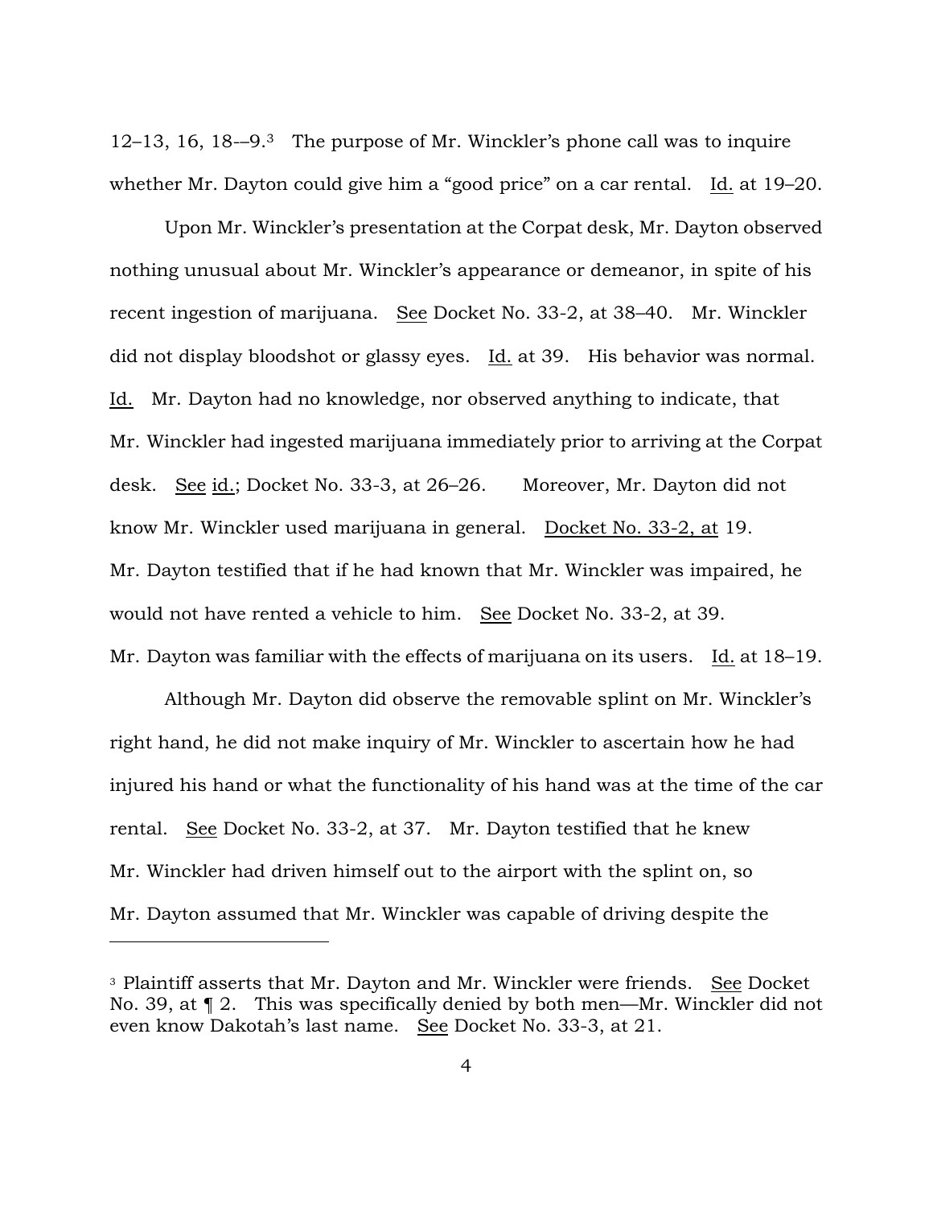12–13, 16, 18-–9.[3] The purpose of Mr. Winckler's phone call was to inquire whether Mr. Dayton could give him a "good price" on a car rental. Id. at 19–20.

Upon Mr. Winckler's presentation at the Corpat desk, Mr. Dayton observed nothing unusual about Mr. Winckler's appearance or demeanor, in spite of his recent ingestion of marijuana. See Docket No. 33-2, at 38–40. Mr. Winckler did not display bloodshot or glassy eyes. Id. at 39. His behavior was normal. Id. Mr. Dayton had no knowledge, nor observed anything to indicate, that Mr. Winckler had ingested marijuana immediately prior to arriving at the Corpat desk. See id.; Docket No. 33-3, at 26–26. Moreover, Mr. Dayton did not know Mr. Winckler used marijuana in general. Docket No. 33-2, at 19. Mr. Dayton testified that if he had known that Mr. Winckler was impaired, he would not have rented a vehicle to him. See Docket No. 33-2, at 39. Mr. Dayton was familiar with the effects of marijuana on its users. Id. at 18–19.

Although Mr. Dayton did observe the removable splint on Mr. Winckler's right hand, he did not make inquiry of Mr. Winckler to ascertain how he had injured his hand or what the functionality of his hand was at the time of the car rental. See Docket No. 33-2, at 37. Mr. Dayton testified that he knew Mr. Winckler had driven himself out to the airport with the splint on, so Mr. Dayton assumed that Mr. Winckler was capable of driving despite the

---

[3] Plaintiff asserts that Mr. Dayton and Mr. Winckler were friends. See Docket No. 39, at ¶ 2. This was specifically denied by both men—Mr. Winckler did not even know Dakotah's last name. See Docket No. 33-3, at 21.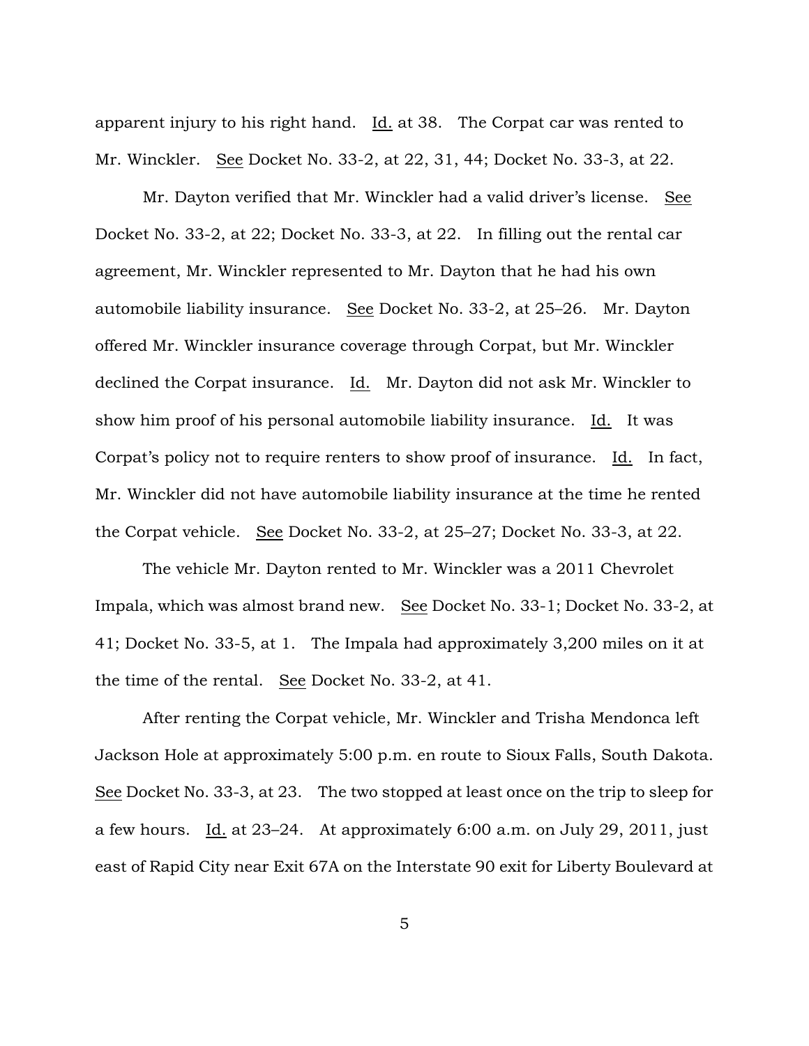apparent injury to his right hand. Id. at 38. The Corpat car was rented to Mr. Winckler. See Docket No. 33-2, at 22, 31, 44; Docket No. 33-3, at 22.

Mr. Dayton verified that Mr. Winckler had a valid driver's license. See Docket No. 33-2, at 22; Docket No. 33-3, at 22. In filling out the rental car agreement, Mr. Winckler represented to Mr. Dayton that he had his own automobile liability insurance. See Docket No. 33-2, at 25–26. Mr. Dayton offered Mr. Winckler insurance coverage through Corpat, but Mr. Winckler declined the Corpat insurance. Id. Mr. Dayton did not ask Mr. Winckler to show him proof of his personal automobile liability insurance. Id. It was Corpat's policy not to require renters to show proof of insurance. Id. In fact, Mr. Winckler did not have automobile liability insurance at the time he rented the Corpat vehicle. See Docket No. 33-2, at 25–27; Docket No. 33-3, at 22.

The vehicle Mr. Dayton rented to Mr. Winckler was a 2011 Chevrolet Impala, which was almost brand new. See Docket No. 33-1; Docket No. 33-2, at 41; Docket No. 33-5, at 1. The Impala had approximately 3,200 miles on it at the time of the rental. See Docket No. 33-2, at 41.

After renting the Corpat vehicle, Mr. Winckler and Trisha Mendonca left Jackson Hole at approximately 5:00 p.m. en route to Sioux Falls, South Dakota. See Docket No. 33-3, at 23. The two stopped at least once on the trip to sleep for a few hours. Id. at 23–24. At approximately 6:00 a.m. on July 29, 2011, just east of Rapid City near Exit 67A on the Interstate 90 exit for Liberty Boulevard at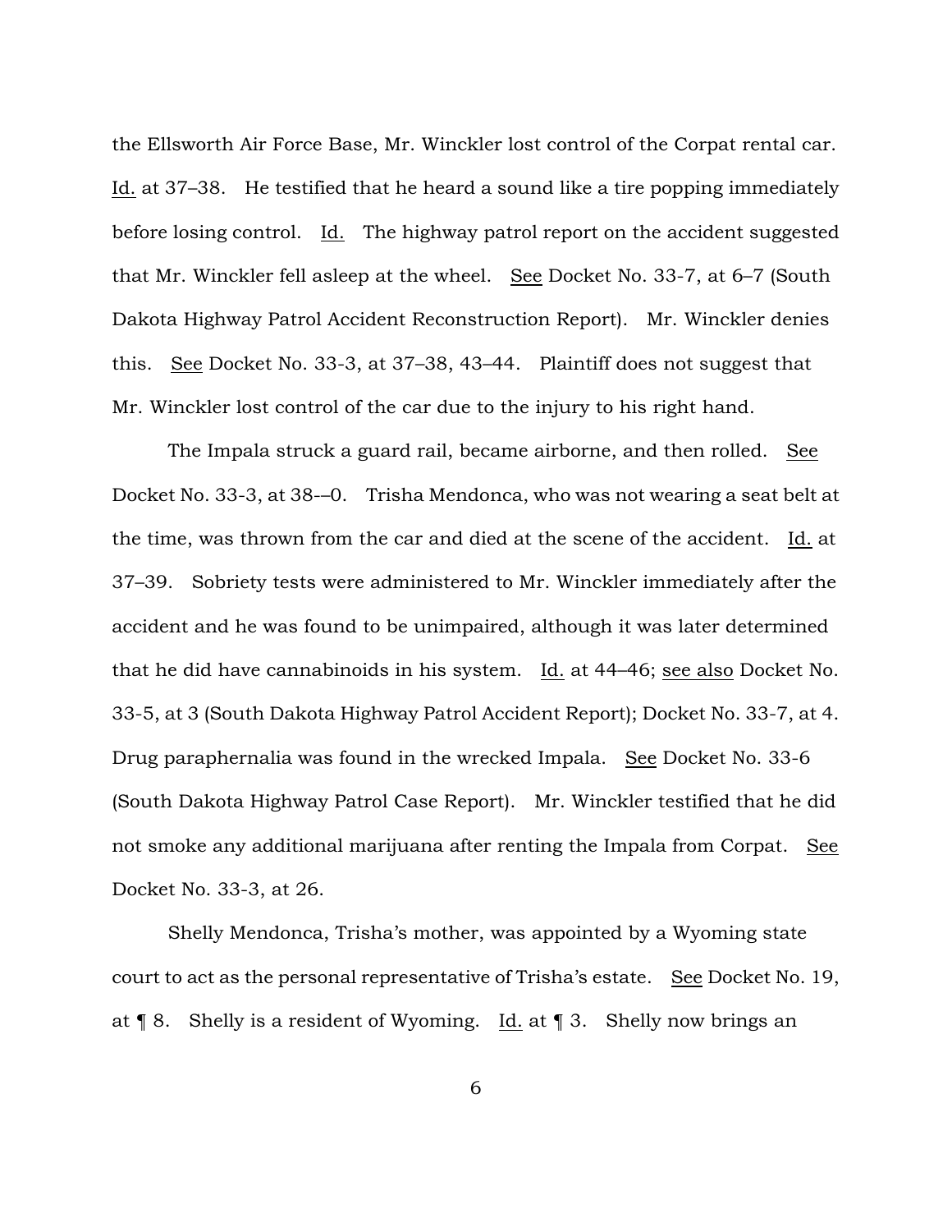the Ellsworth Air Force Base, Mr. Winckler lost control of the Corpat rental car. Id. at 37–38. He testified that he heard a sound like a tire popping immediately before losing control. Id. The highway patrol report on the accident suggested that Mr. Winckler fell asleep at the wheel. See Docket No. 33-7, at 6–7 (South Dakota Highway Patrol Accident Reconstruction Report). Mr. Winckler denies this. See Docket No. 33-3, at 37–38, 43–44. Plaintiff does not suggest that Mr. Winckler lost control of the car due to the injury to his right hand.

The Impala struck a guard rail, became airborne, and then rolled. See Docket No. 33-3, at 38-–0. Trisha Mendonca, who was not wearing a seat belt at the time, was thrown from the car and died at the scene of the accident. Id. at 37–39. Sobriety tests were administered to Mr. Winckler immediately after the accident and he was found to be unimpaired, although it was later determined that he did have cannabinoids in his system. Id. at 44–46; see also Docket No. 33-5, at 3 (South Dakota Highway Patrol Accident Report); Docket No. 33-7, at 4. Drug paraphernalia was found in the wrecked Impala. See Docket No. 33-6 (South Dakota Highway Patrol Case Report). Mr. Winckler testified that he did not smoke any additional marijuana after renting the Impala from Corpat. See Docket No. 33-3, at 26.

Shelly Mendonca, Trisha's mother, was appointed by a Wyoming state court to act as the personal representative of Trisha's estate. See Docket No. 19, at ¶ 8. Shelly is a resident of Wyoming. Id. at ¶ 3. Shelly now brings an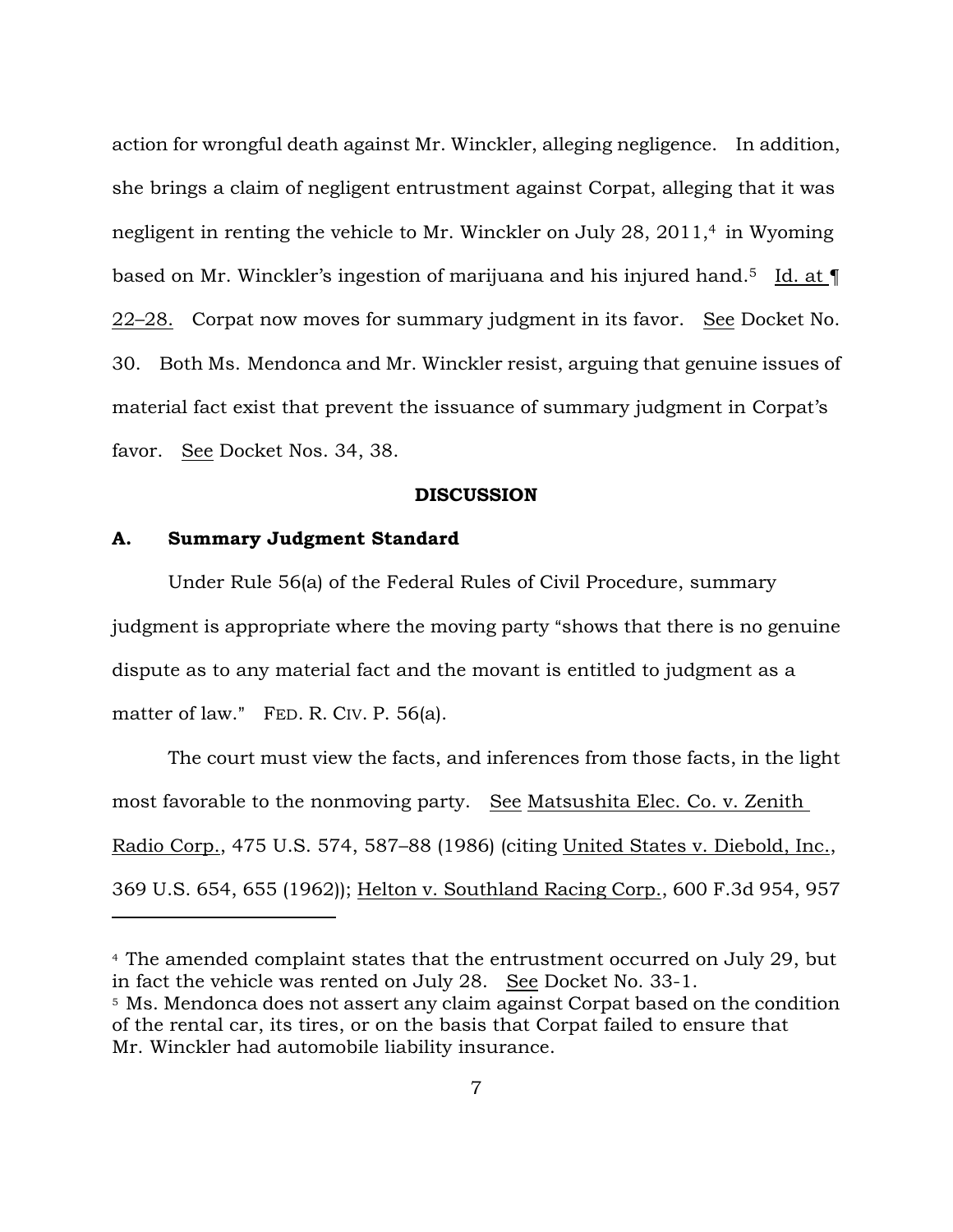action for wrongful death against Mr. Winckler, alleging negligence. In addition, she brings a claim of negligent entrustment against Corpat, alleging that it was negligent in renting the vehicle to Mr. Winckler on July 28, 2011,[4] in Wyoming based on Mr. Winckler's ingestion of marijuana and his injured hand.[5] Id. at ¶ 22–28. Corpat now moves for summary judgment in its favor. See Docket No. 30. Both Ms. Mendonca and Mr. Winckler resist, arguing that genuine issues of material fact exist that prevent the issuance of summary judgment in Corpat's favor. See Docket Nos. 34, 38.

## DISCUSSION

### A. Summary Judgment Standard

Under Rule 56(a) of the Federal Rules of Civil Procedure, summary judgment is appropriate where the moving party "shows that there is no genuine dispute as to any material fact and the movant is entitled to judgment as a matter of law." FED. R. CIV. P. 56(a).

The court must view the facts, and inferences from those facts, in the light most favorable to the nonmoving party. See Matsushita Elec. Co. v. Zenith Radio Corp., 475 U.S. 574, 587–88 (1986) (citing United States v. Diebold, Inc., 369 U.S. 654, 655 (1962)); Helton v. Southland Racing Corp., 600 F.3d 954, 957

---

[4] The amended complaint states that the entrustment occurred on July 29, but in fact the vehicle was rented on July 28. See Docket No. 33-1.

[5] Ms. Mendonca does not assert any claim against Corpat based on the condition of the rental car, its tires, or on the basis that Corpat failed to ensure that Mr. Winckler had automobile liability insurance.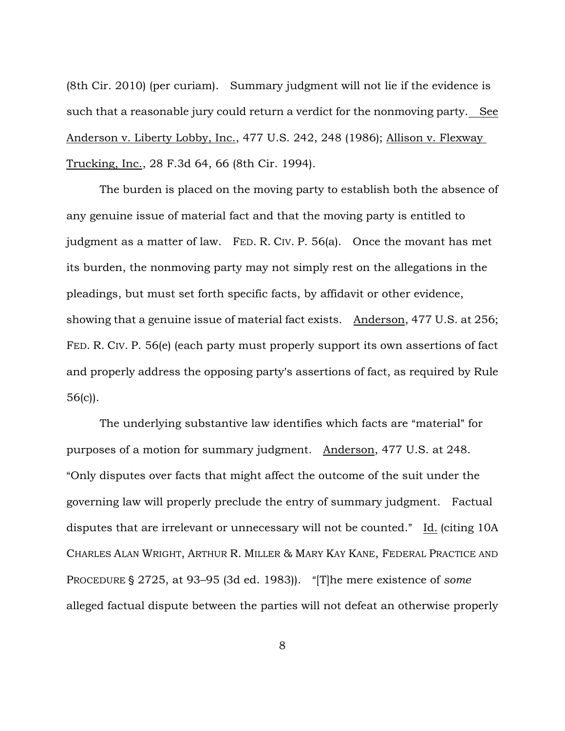(8th Cir. 2010) (per curiam). Summary judgment will not lie if the evidence is such that a reasonable jury could return a verdict for the nonmoving party. See Anderson v. Liberty Lobby, Inc., 477 U.S. 242, 248 (1986); Allison v. Flexway Trucking, Inc., 28 F.3d 64, 66 (8th Cir. 1994).

The burden is placed on the moving party to establish both the absence of any genuine issue of material fact and that the moving party is entitled to judgment as a matter of law. FED. R. CIV. P. 56(a). Once the movant has met its burden, the nonmoving party may not simply rest on the allegations in the pleadings, but must set forth specific facts, by affidavit or other evidence, showing that a genuine issue of material fact exists. Anderson, 477 U.S. at 256; FED. R. CIV. P. 56(e) (each party must properly support its own assertions of fact and properly address the opposing party's assertions of fact, as required by Rule 56(c)).

The underlying substantive law identifies which facts are "material" for purposes of a motion for summary judgment. Anderson, 477 U.S. at 248. "Only disputes over facts that might affect the outcome of the suit under the governing law will properly preclude the entry of summary judgment. Factual disputes that are irrelevant or unnecessary will not be counted." Id. (citing 10A CHARLES ALAN WRIGHT, ARTHUR R. MILLER & MARY KAY KANE, FEDERAL PRACTICE AND PROCEDURE § 2725, at 93–95 (3d ed. 1983)). "[T]he mere existence of *some* alleged factual dispute between the parties will not defeat an otherwise properly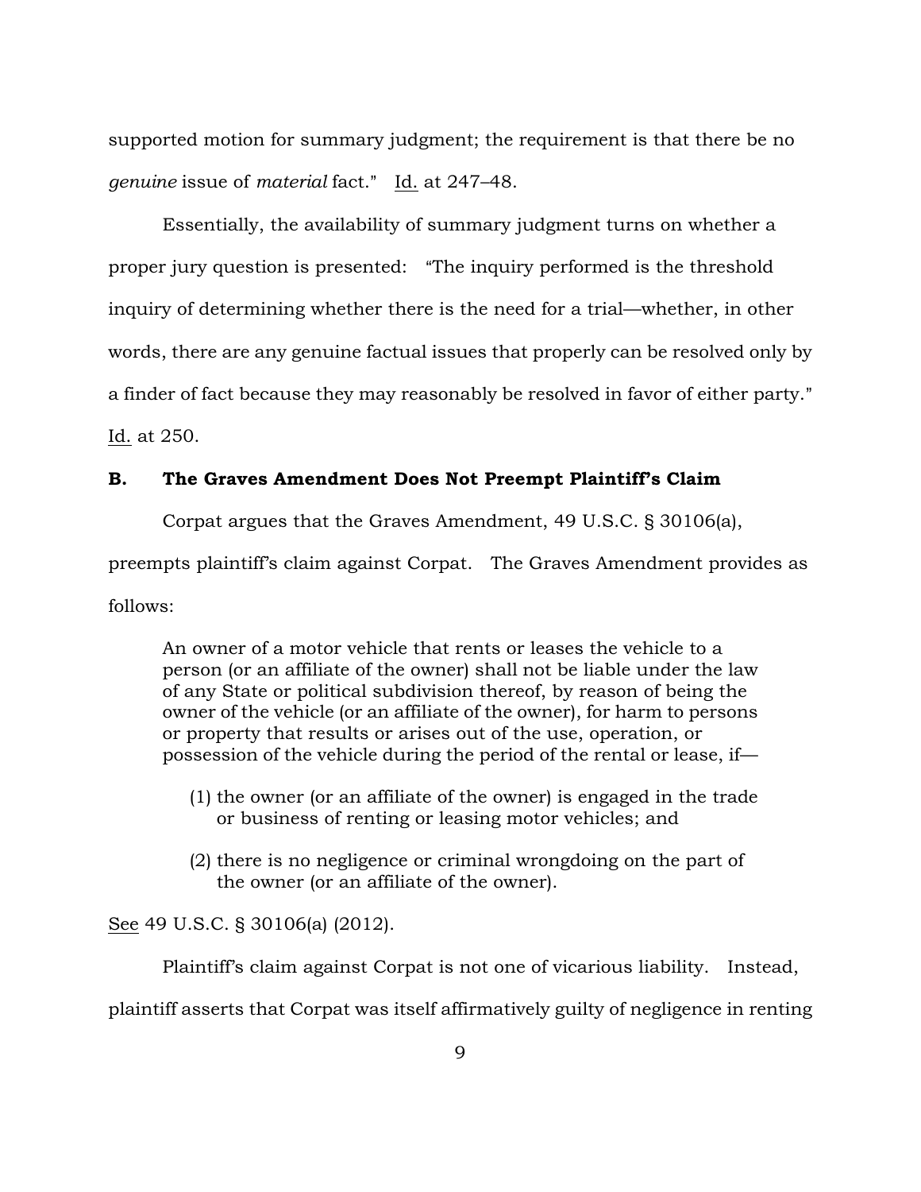supported motion for summary judgment; the requirement is that there be no *genuine* issue of *material* fact." Id. at 247–48.

Essentially, the availability of summary judgment turns on whether a proper jury question is presented: "The inquiry performed is the threshold inquiry of determining whether there is the need for a trial—whether, in other words, there are any genuine factual issues that properly can be resolved only by a finder of fact because they may reasonably be resolved in favor of either party." Id. at 250.

**B. The Graves Amendment Does Not Preempt Plaintiff's Claim**

Corpat argues that the Graves Amendment, 49 U.S.C. § 30106(a), preempts plaintiff's claim against Corpat. The Graves Amendment provides as follows:

> An owner of a motor vehicle that rents or leases the vehicle to a person (or an affiliate of the owner) shall not be liable under the law of any State or political subdivision thereof, by reason of being the owner of the vehicle (or an affiliate of the owner), for harm to persons or property that results or arises out of the use, operation, or possession of the vehicle during the period of the rental or lease, if—
>
> (1) the owner (or an affiliate of the owner) is engaged in the trade or business of renting or leasing motor vehicles; and
>
> (2) there is no negligence or criminal wrongdoing on the part of the owner (or an affiliate of the owner).

See 49 U.S.C. § 30106(a) (2012).

Plaintiff's claim against Corpat is not one of vicarious liability. Instead, plaintiff asserts that Corpat was itself affirmatively guilty of negligence in renting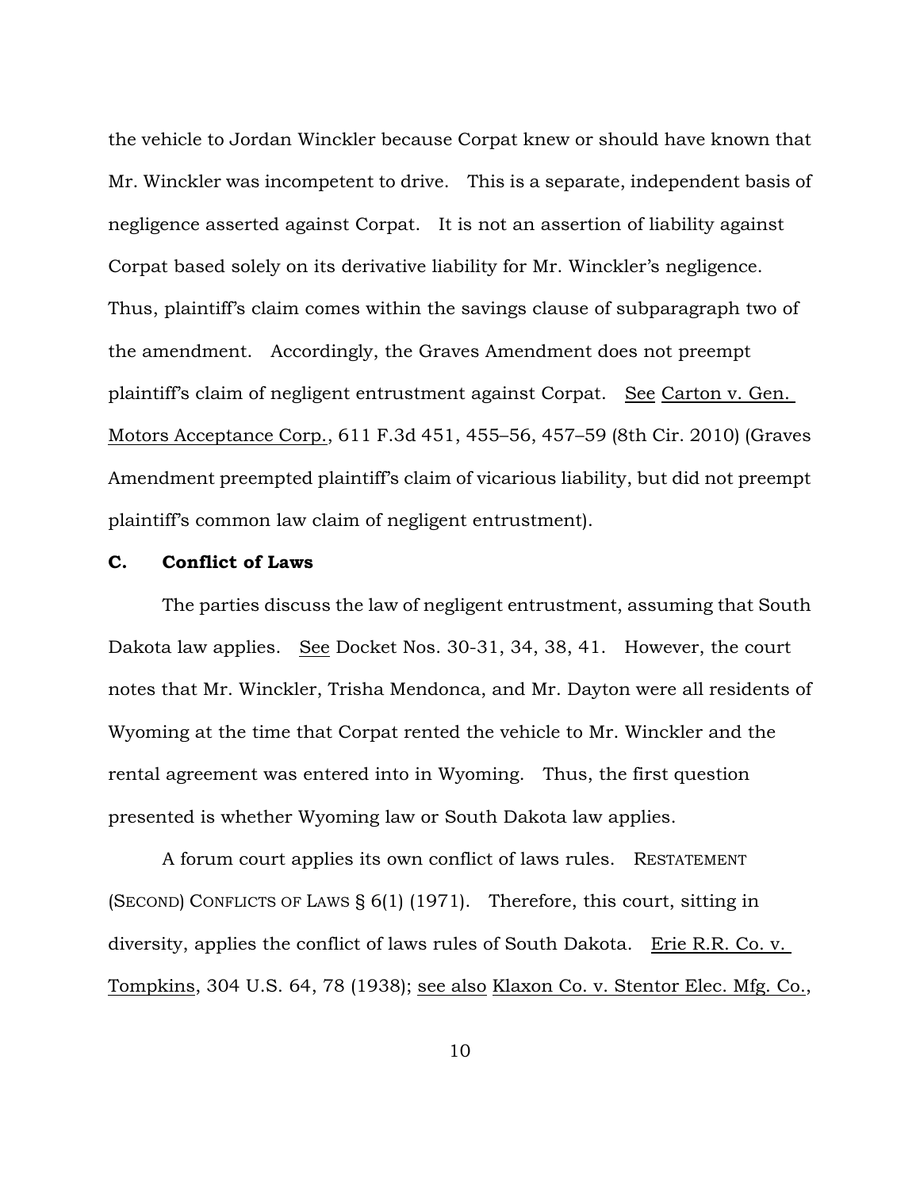the vehicle to Jordan Winckler because Corpat knew or should have known that Mr. Winckler was incompetent to drive. This is a separate, independent basis of negligence asserted against Corpat. It is not an assertion of liability against Corpat based solely on its derivative liability for Mr. Winckler's negligence. Thus, plaintiff's claim comes within the savings clause of subparagraph two of the amendment. Accordingly, the Graves Amendment does not preempt plaintiff's claim of negligent entrustment against Corpat. See Carton v. Gen. Motors Acceptance Corp., 611 F.3d 451, 455–56, 457–59 (8th Cir. 2010) (Graves Amendment preempted plaintiff's claim of vicarious liability, but did not preempt plaintiff's common law claim of negligent entrustment).

**C. Conflict of Laws**

The parties discuss the law of negligent entrustment, assuming that South Dakota law applies. See Docket Nos. 30-31, 34, 38, 41. However, the court notes that Mr. Winckler, Trisha Mendonca, and Mr. Dayton were all residents of Wyoming at the time that Corpat rented the vehicle to Mr. Winckler and the rental agreement was entered into in Wyoming. Thus, the first question presented is whether Wyoming law or South Dakota law applies.

A forum court applies its own conflict of laws rules. RESTATEMENT (SECOND) CONFLICTS OF LAWS § 6(1) (1971). Therefore, this court, sitting in diversity, applies the conflict of laws rules of South Dakota. Erie R.R. Co. v. Tompkins, 304 U.S. 64, 78 (1938); see also Klaxon Co. v. Stentor Elec. Mfg. Co.,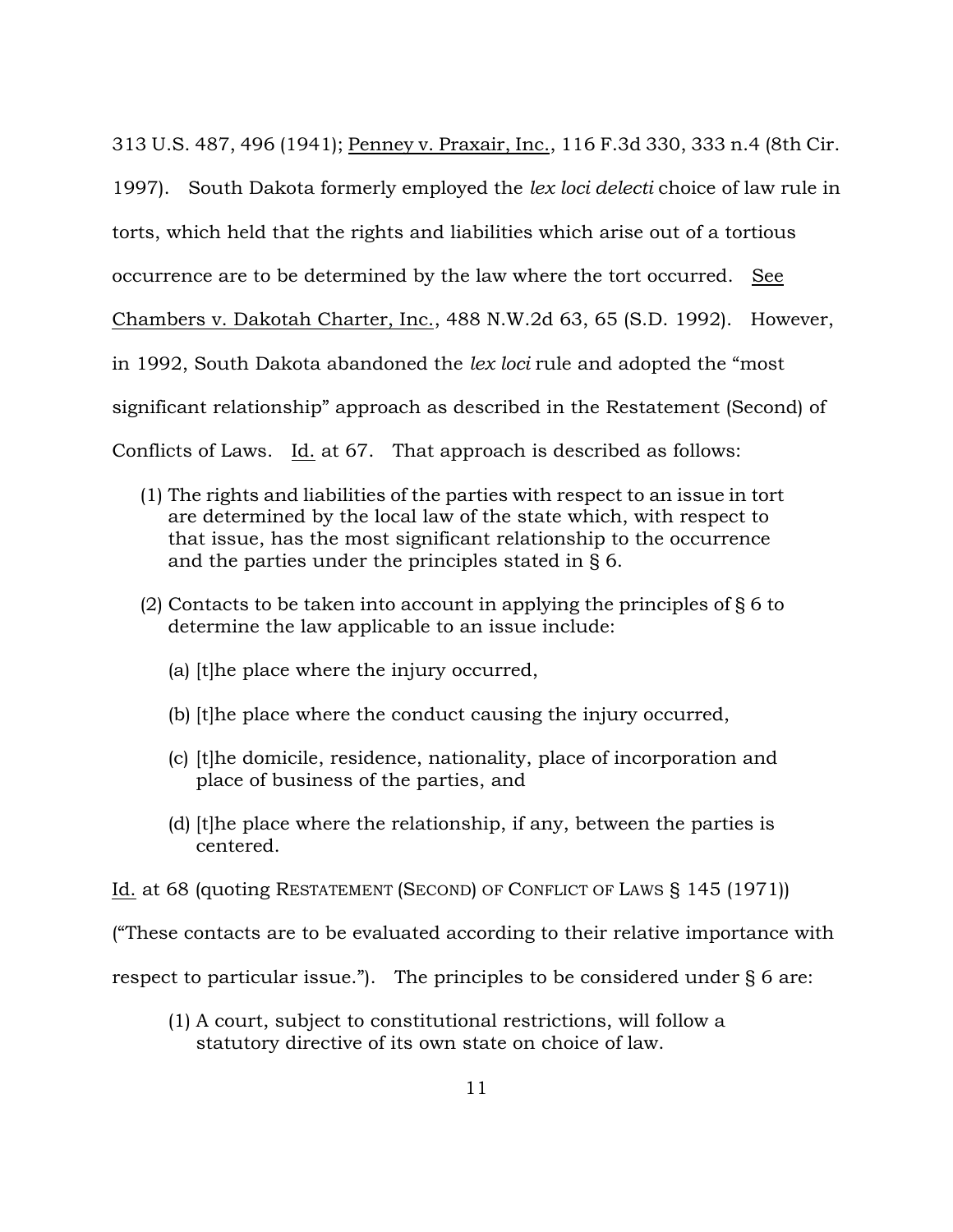313 U.S. 487, 496 (1941); Penney v. Praxair, Inc., 116 F.3d 330, 333 n.4 (8th Cir. 1997). South Dakota formerly employed the *lex loci delecti* choice of law rule in torts, which held that the rights and liabilities which arise out of a tortious occurrence are to be determined by the law where the tort occurred. See Chambers v. Dakotah Charter, Inc., 488 N.W.2d 63, 65 (S.D. 1992). However, in 1992, South Dakota abandoned the *lex loci* rule and adopted the "most significant relationship" approach as described in the Restatement (Second) of Conflicts of Laws. Id. at 67. That approach is described as follows:

> (1) The rights and liabilities of the parties with respect to an issue in tort are determined by the local law of the state which, with respect to that issue, has the most significant relationship to the occurrence and the parties under the principles stated in § 6.
>
> (2) Contacts to be taken into account in applying the principles of § 6 to determine the law applicable to an issue include:
>
> > (a) [t]he place where the injury occurred,
> >
> > (b) [t]he place where the conduct causing the injury occurred,
> >
> > (c) [t]he domicile, residence, nationality, place of incorporation and place of business of the parties, and
> >
> > (d) [t]he place where the relationship, if any, between the parties is centered.

Id. at 68 (quoting RESTATEMENT (SECOND) OF CONFLICT OF LAWS § 145 (1971)) ("These contacts are to be evaluated according to their relative importance with respect to particular issue."). The principles to be considered under § 6 are:

> (1) A court, subject to constitutional restrictions, will follow a statutory directive of its own state on choice of law.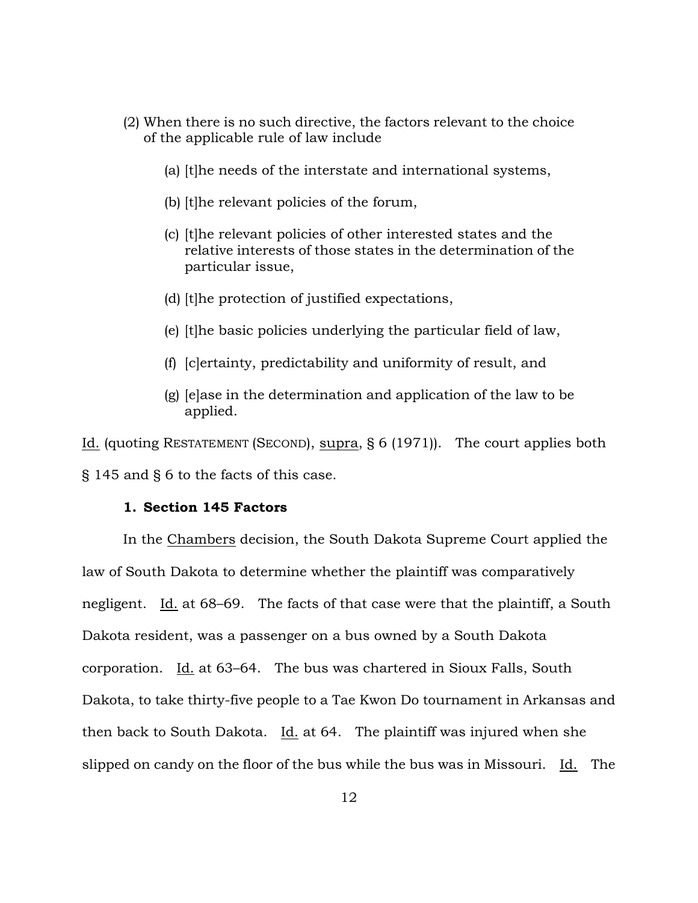(2) When there is no such directive, the factors relevant to the choice of the applicable rule of law include

> (a) [t]he needs of the interstate and international systems,
>
> (b) [t]he relevant policies of the forum,
>
> (c) [t]he relevant policies of other interested states and the relative interests of those states in the determination of the particular issue,
>
> (d) [t]he protection of justified expectations,
>
> (e) [t]he basic policies underlying the particular field of law,
>
> (f) [c]ertainty, predictability and uniformity of result, and
>
> (g) [e]ase in the determination and application of the law to be applied.

Id. (quoting RESTATEMENT (SECOND), supra, § 6 (1971)). The court applies both § 145 and § 6 to the facts of this case.

**1. Section 145 Factors**

In the Chambers decision, the South Dakota Supreme Court applied the law of South Dakota to determine whether the plaintiff was comparatively negligent. Id. at 68–69. The facts of that case were that the plaintiff, a South Dakota resident, was a passenger on a bus owned by a South Dakota corporation. Id. at 63–64. The bus was chartered in Sioux Falls, South Dakota, to take thirty-five people to a Tae Kwon Do tournament in Arkansas and then back to South Dakota. Id. at 64. The plaintiff was injured when she slipped on candy on the floor of the bus while the bus was in Missouri. Id. The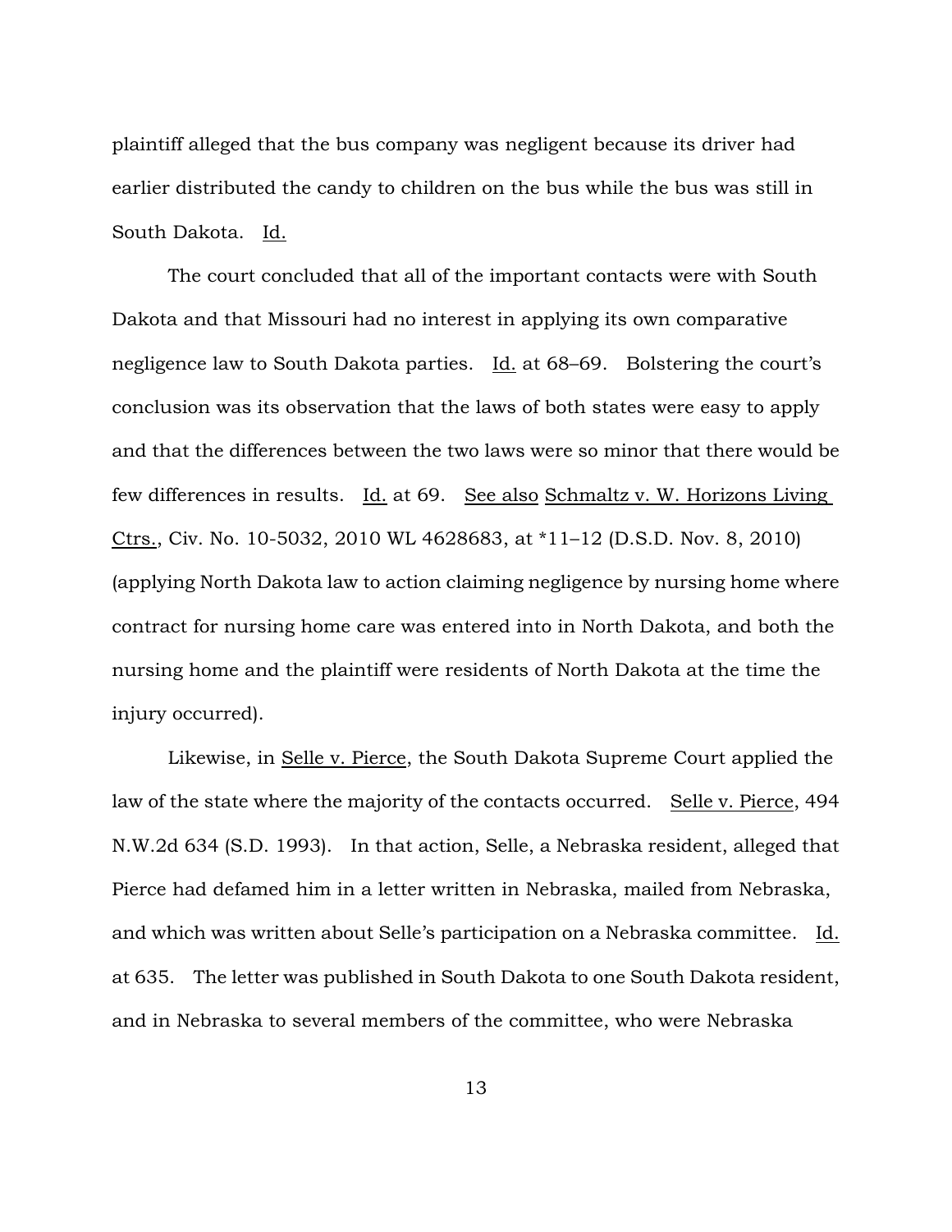plaintiff alleged that the bus company was negligent because its driver had earlier distributed the candy to children on the bus while the bus was still in South Dakota. Id.

The court concluded that all of the important contacts were with South Dakota and that Missouri had no interest in applying its own comparative negligence law to South Dakota parties. Id. at 68–69. Bolstering the court's conclusion was its observation that the laws of both states were easy to apply and that the differences between the two laws were so minor that there would be few differences in results. Id. at 69. See also Schmaltz v. W. Horizons Living Ctrs., Civ. No. 10-5032, 2010 WL 4628683, at *11–12 (D.S.D. Nov. 8, 2010) (applying North Dakota law to action claiming negligence by nursing home where contract for nursing home care was entered into in North Dakota, and both the nursing home and the plaintiff were residents of North Dakota at the time the injury occurred).

Likewise, in Selle v. Pierce, the South Dakota Supreme Court applied the law of the state where the majority of the contacts occurred. Selle v. Pierce, 494 N.W.2d 634 (S.D. 1993). In that action, Selle, a Nebraska resident, alleged that Pierce had defamed him in a letter written in Nebraska, mailed from Nebraska, and which was written about Selle's participation on a Nebraska committee. Id. at 635. The letter was published in South Dakota to one South Dakota resident, and in Nebraska to several members of the committee, who were Nebraska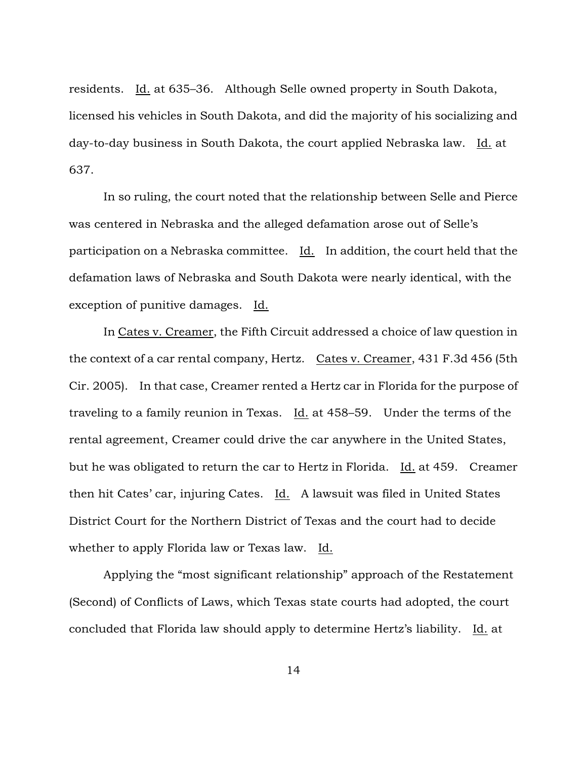residents. Id. at 635–36. Although Selle owned property in South Dakota, licensed his vehicles in South Dakota, and did the majority of his socializing and day-to-day business in South Dakota, the court applied Nebraska law. Id. at 637.

In so ruling, the court noted that the relationship between Selle and Pierce was centered in Nebraska and the alleged defamation arose out of Selle's participation on a Nebraska committee. Id. In addition, the court held that the defamation laws of Nebraska and South Dakota were nearly identical, with the exception of punitive damages. Id.

In Cates v. Creamer, the Fifth Circuit addressed a choice of law question in the context of a car rental company, Hertz. Cates v. Creamer, 431 F.3d 456 (5th Cir. 2005). In that case, Creamer rented a Hertz car in Florida for the purpose of traveling to a family reunion in Texas. Id. at 458–59. Under the terms of the rental agreement, Creamer could drive the car anywhere in the United States, but he was obligated to return the car to Hertz in Florida. Id. at 459. Creamer then hit Cates' car, injuring Cates. Id. A lawsuit was filed in United States District Court for the Northern District of Texas and the court had to decide whether to apply Florida law or Texas law. Id.

Applying the "most significant relationship" approach of the Restatement (Second) of Conflicts of Laws, which Texas state courts had adopted, the court concluded that Florida law should apply to determine Hertz's liability. Id. at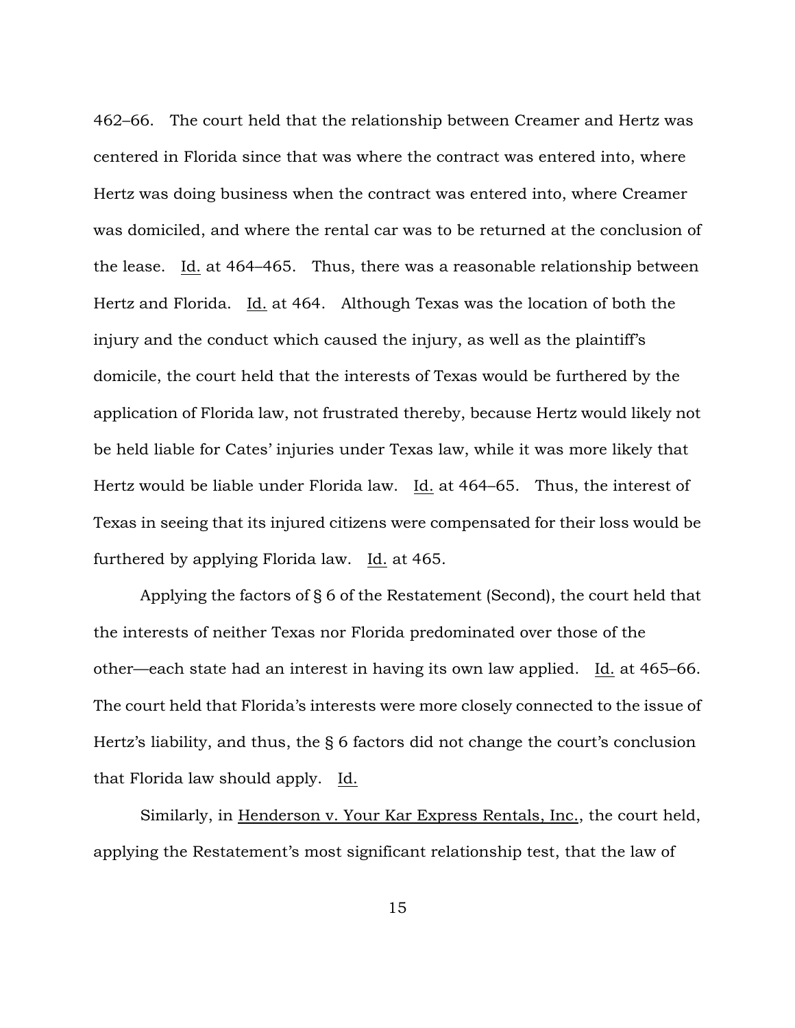462–66. The court held that the relationship between Creamer and Hertz was centered in Florida since that was where the contract was entered into, where Hertz was doing business when the contract was entered into, where Creamer was domiciled, and where the rental car was to be returned at the conclusion of the lease. Id. at 464–465. Thus, there was a reasonable relationship between Hertz and Florida. Id. at 464. Although Texas was the location of both the injury and the conduct which caused the injury, as well as the plaintiff's domicile, the court held that the interests of Texas would be furthered by the application of Florida law, not frustrated thereby, because Hertz would likely not be held liable for Cates' injuries under Texas law, while it was more likely that Hertz would be liable under Florida law. Id. at 464–65. Thus, the interest of Texas in seeing that its injured citizens were compensated for their loss would be furthered by applying Florida law. Id. at 465.

Applying the factors of § 6 of the Restatement (Second), the court held that the interests of neither Texas nor Florida predominated over those of the other—each state had an interest in having its own law applied. Id. at 465–66. The court held that Florida's interests were more closely connected to the issue of Hertz's liability, and thus, the § 6 factors did not change the court's conclusion that Florida law should apply. Id.

Similarly, in Henderson v. Your Kar Express Rentals, Inc., the court held, applying the Restatement's most significant relationship test, that the law of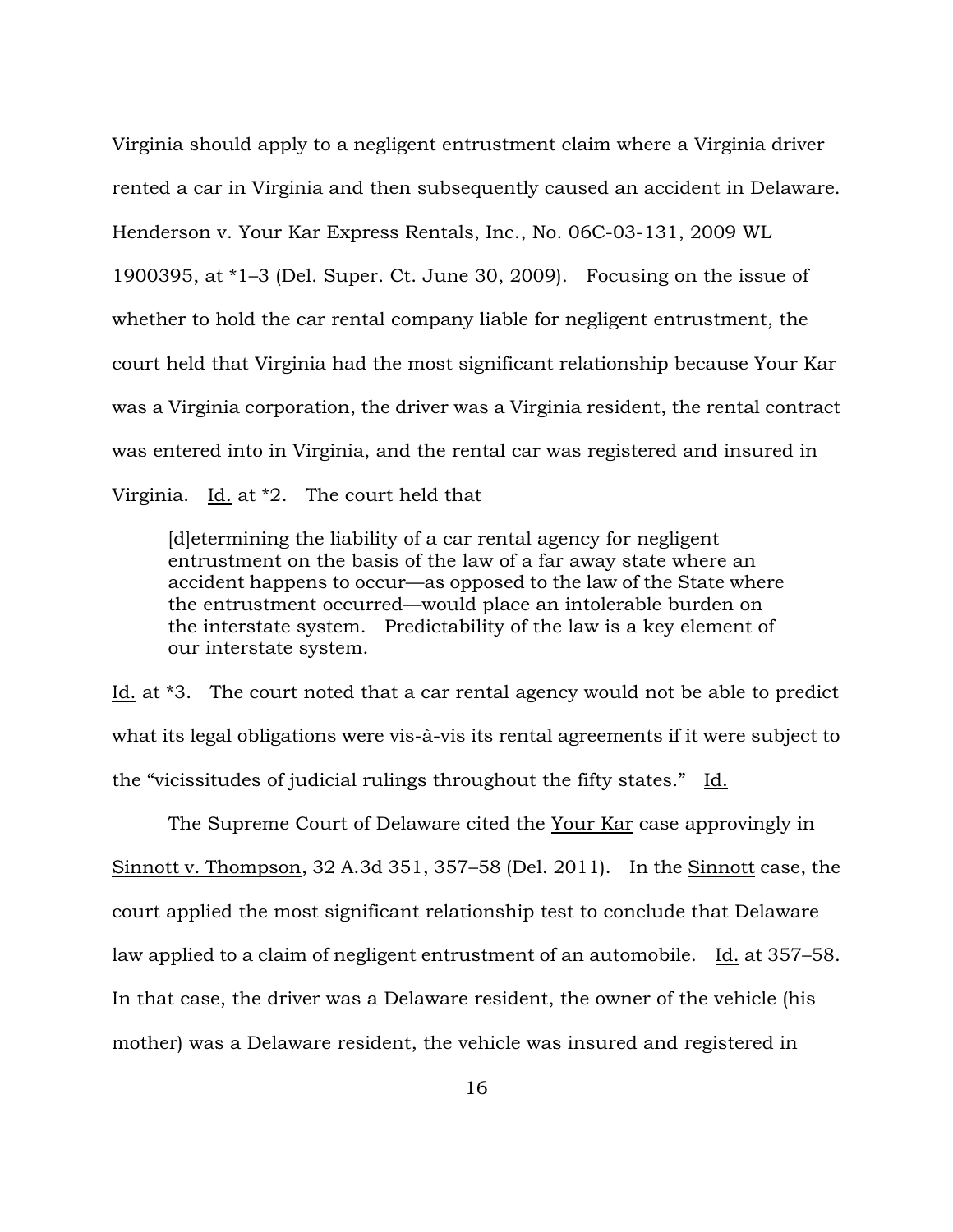Virginia should apply to a negligent entrustment claim where a Virginia driver rented a car in Virginia and then subsequently caused an accident in Delaware. Henderson v. Your Kar Express Rentals, Inc., No. 06C-03-131, 2009 WL 1900395, at *1–3 (Del. Super. Ct. June 30, 2009). Focusing on the issue of whether to hold the car rental company liable for negligent entrustment, the court held that Virginia had the most significant relationship because Your Kar was a Virginia corporation, the driver was a Virginia resident, the rental contract was entered into in Virginia, and the rental car was registered and insured in Virginia. Id. at *2. The court held that

> [d]etermining the liability of a car rental agency for negligent entrustment on the basis of the law of a far away state where an accident happens to occur—as opposed to the law of the State where the entrustment occurred—would place an intolerable burden on the interstate system. Predictability of the law is a key element of our interstate system.

Id. at *3. The court noted that a car rental agency would not be able to predict what its legal obligations were vis-à-vis its rental agreements if it were subject to the "vicissitudes of judicial rulings throughout the fifty states." Id.

The Supreme Court of Delaware cited the Your Kar case approvingly in Sinnott v. Thompson, 32 A.3d 351, 357–58 (Del. 2011). In the Sinnott case, the court applied the most significant relationship test to conclude that Delaware law applied to a claim of negligent entrustment of an automobile. Id. at 357–58. In that case, the driver was a Delaware resident, the owner of the vehicle (his mother) was a Delaware resident, the vehicle was insured and registered in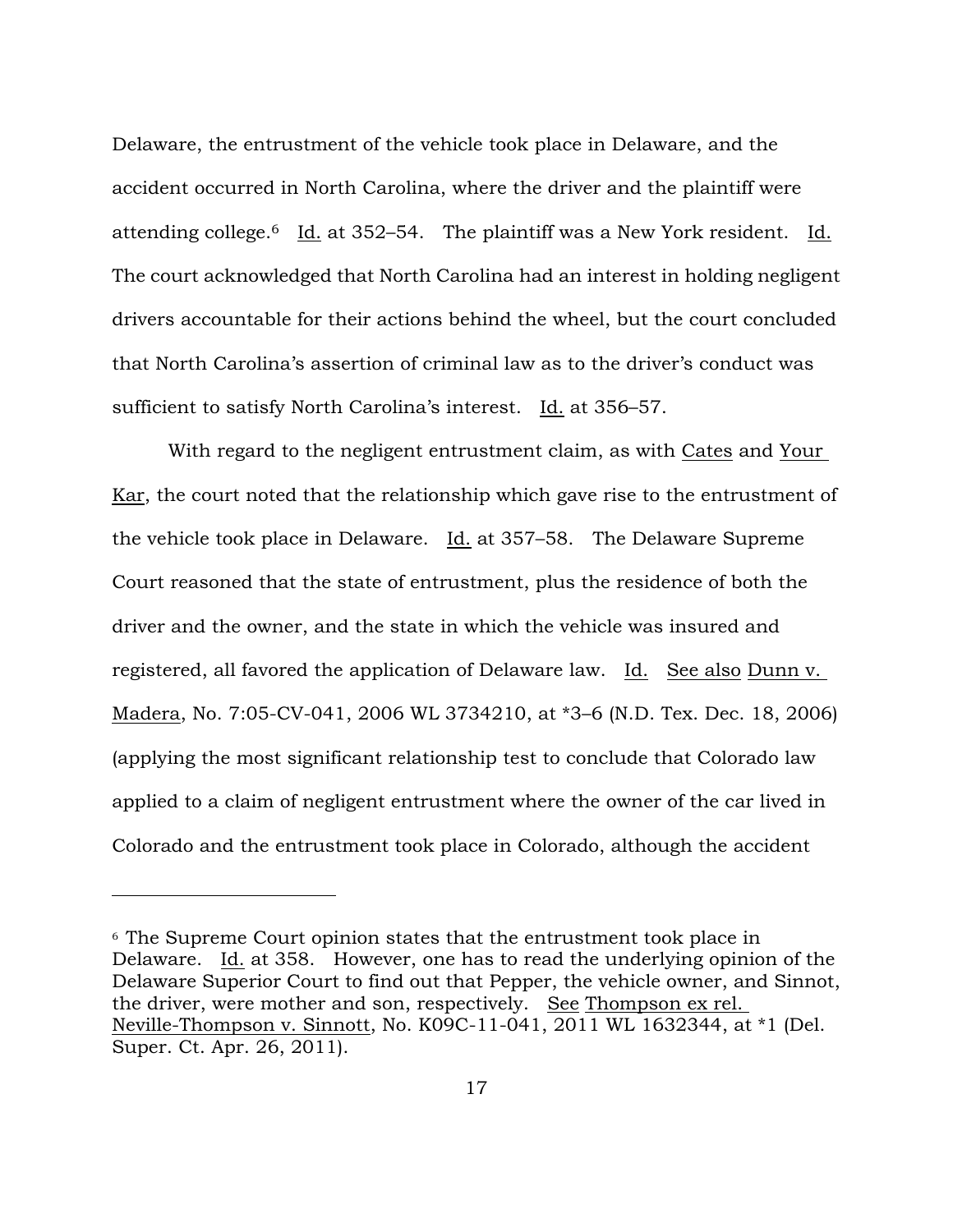Delaware, the entrustment of the vehicle took place in Delaware, and the accident occurred in North Carolina, where the driver and the plaintiff were attending college.[6] Id. at 352–54. The plaintiff was a New York resident. Id. The court acknowledged that North Carolina had an interest in holding negligent drivers accountable for their actions behind the wheel, but the court concluded that North Carolina's assertion of criminal law as to the driver's conduct was sufficient to satisfy North Carolina's interest. Id. at 356–57.

With regard to the negligent entrustment claim, as with Cates and Your Kar, the court noted that the relationship which gave rise to the entrustment of the vehicle took place in Delaware. Id. at 357–58. The Delaware Supreme Court reasoned that the state of entrustment, plus the residence of both the driver and the owner, and the state in which the vehicle was insured and registered, all favored the application of Delaware law. Id. See also Dunn v. Madera, No. 7:05-CV-041, 2006 WL 3734210, at *3–6 (N.D. Tex. Dec. 18, 2006) (applying the most significant relationship test to conclude that Colorado law applied to a claim of negligent entrustment where the owner of the car lived in Colorado and the entrustment took place in Colorado, although the accident

---

[6] The Supreme Court opinion states that the entrustment took place in Delaware. Id. at 358. However, one has to read the underlying opinion of the Delaware Superior Court to find out that Pepper, the vehicle owner, and Sinnot, the driver, were mother and son, respectively. See Thompson ex rel. Neville-Thompson v. Sinnott, No. K09C-11-041, 2011 WL 1632344, at *1 (Del. Super. Ct. Apr. 26, 2011).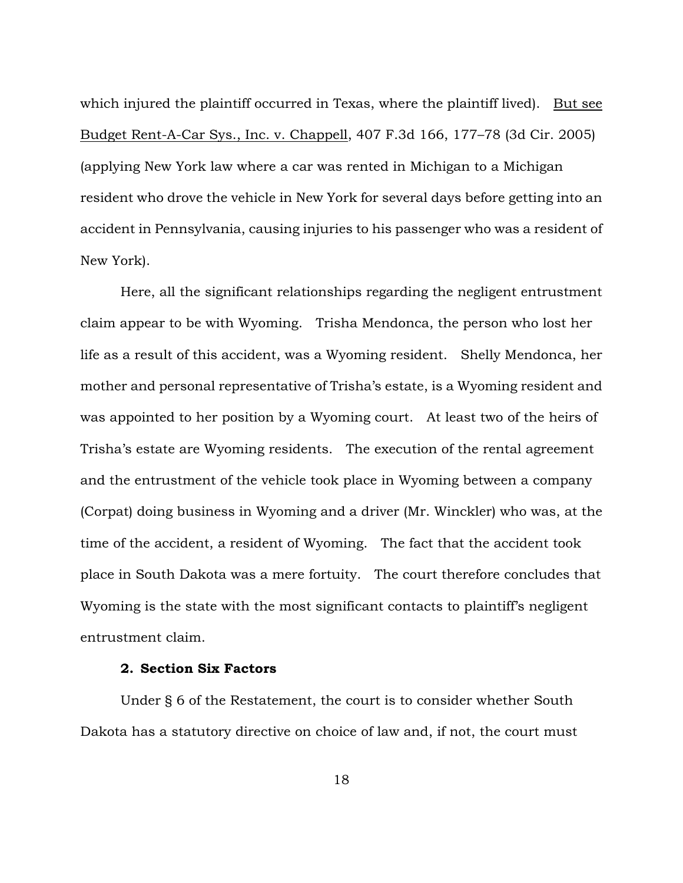which injured the plaintiff occurred in Texas, where the plaintiff lived). But see Budget Rent-A-Car Sys., Inc. v. Chappell, 407 F.3d 166, 177–78 (3d Cir. 2005) (applying New York law where a car was rented in Michigan to a Michigan resident who drove the vehicle in New York for several days before getting into an accident in Pennsylvania, causing injuries to his passenger who was a resident of New York).

Here, all the significant relationships regarding the negligent entrustment claim appear to be with Wyoming. Trisha Mendonca, the person who lost her life as a result of this accident, was a Wyoming resident. Shelly Mendonca, her mother and personal representative of Trisha's estate, is a Wyoming resident and was appointed to her position by a Wyoming court. At least two of the heirs of Trisha's estate are Wyoming residents. The execution of the rental agreement and the entrustment of the vehicle took place in Wyoming between a company (Corpat) doing business in Wyoming and a driver (Mr. Winckler) who was, at the time of the accident, a resident of Wyoming. The fact that the accident took place in South Dakota was a mere fortuity. The court therefore concludes that Wyoming is the state with the most significant contacts to plaintiff's negligent entrustment claim.

**2. Section Six Factors**

Under § 6 of the Restatement, the court is to consider whether South Dakota has a statutory directive on choice of law and, if not, the court must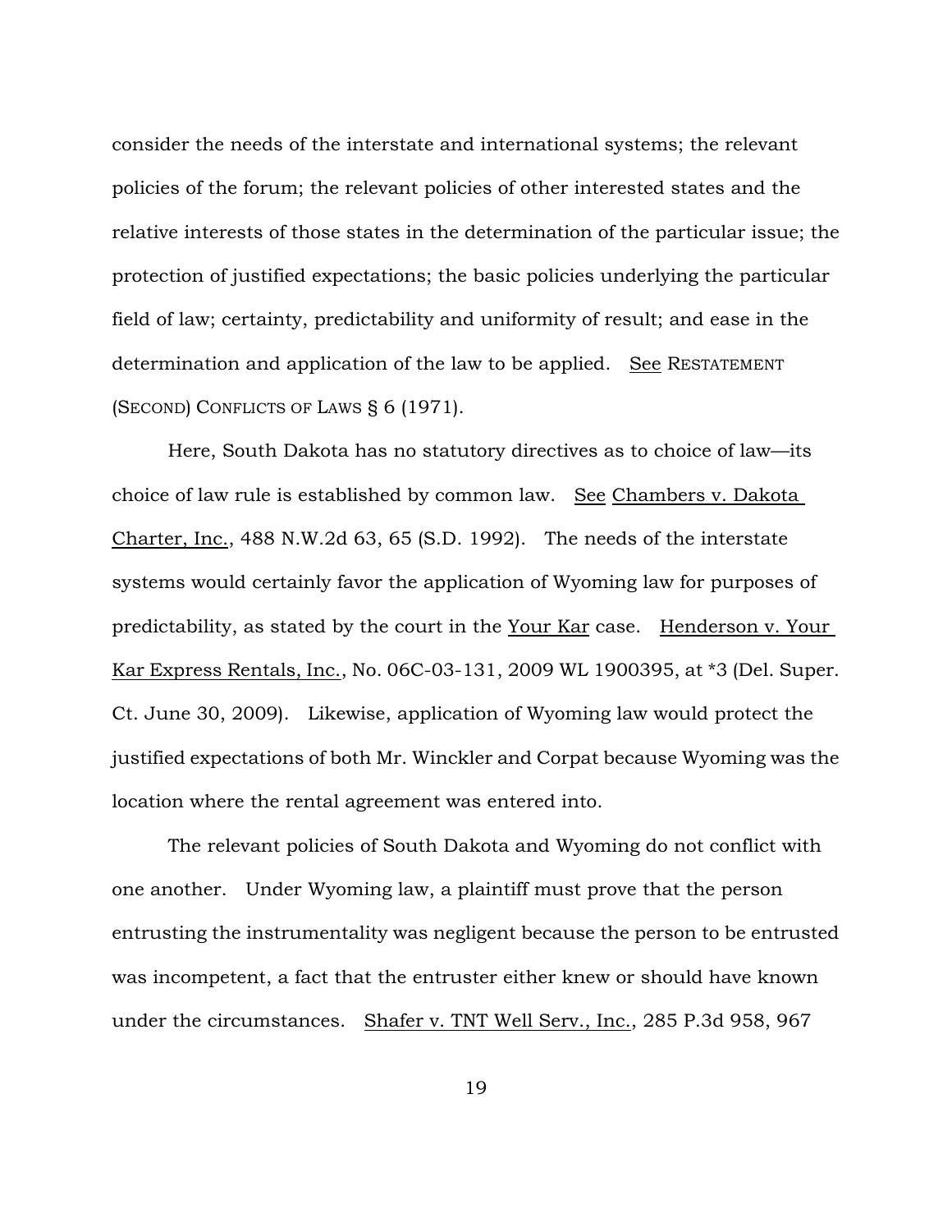consider the needs of the interstate and international systems; the relevant policies of the forum; the relevant policies of other interested states and the relative interests of those states in the determination of the particular issue; the protection of justified expectations; the basic policies underlying the particular field of law; certainty, predictability and uniformity of result; and ease in the determination and application of the law to be applied. See RESTATEMENT (SECOND) CONFLICTS OF LAWS § 6 (1971).

Here, South Dakota has no statutory directives as to choice of law—its choice of law rule is established by common law. See Chambers v. Dakota Charter, Inc., 488 N.W.2d 63, 65 (S.D. 1992). The needs of the interstate systems would certainly favor the application of Wyoming law for purposes of predictability, as stated by the court in the Your Kar case. Henderson v. Your Kar Express Rentals, Inc., No. 06C-03-131, 2009 WL 1900395, at *3 (Del. Super. Ct. June 30, 2009). Likewise, application of Wyoming law would protect the justified expectations of both Mr. Winckler and Corpat because Wyoming was the location where the rental agreement was entered into.

The relevant policies of South Dakota and Wyoming do not conflict with one another. Under Wyoming law, a plaintiff must prove that the person entrusting the instrumentality was negligent because the person to be entrusted was incompetent, a fact that the entruster either knew or should have known under the circumstances. Shafer v. TNT Well Serv., Inc., 285 P.3d 958, 967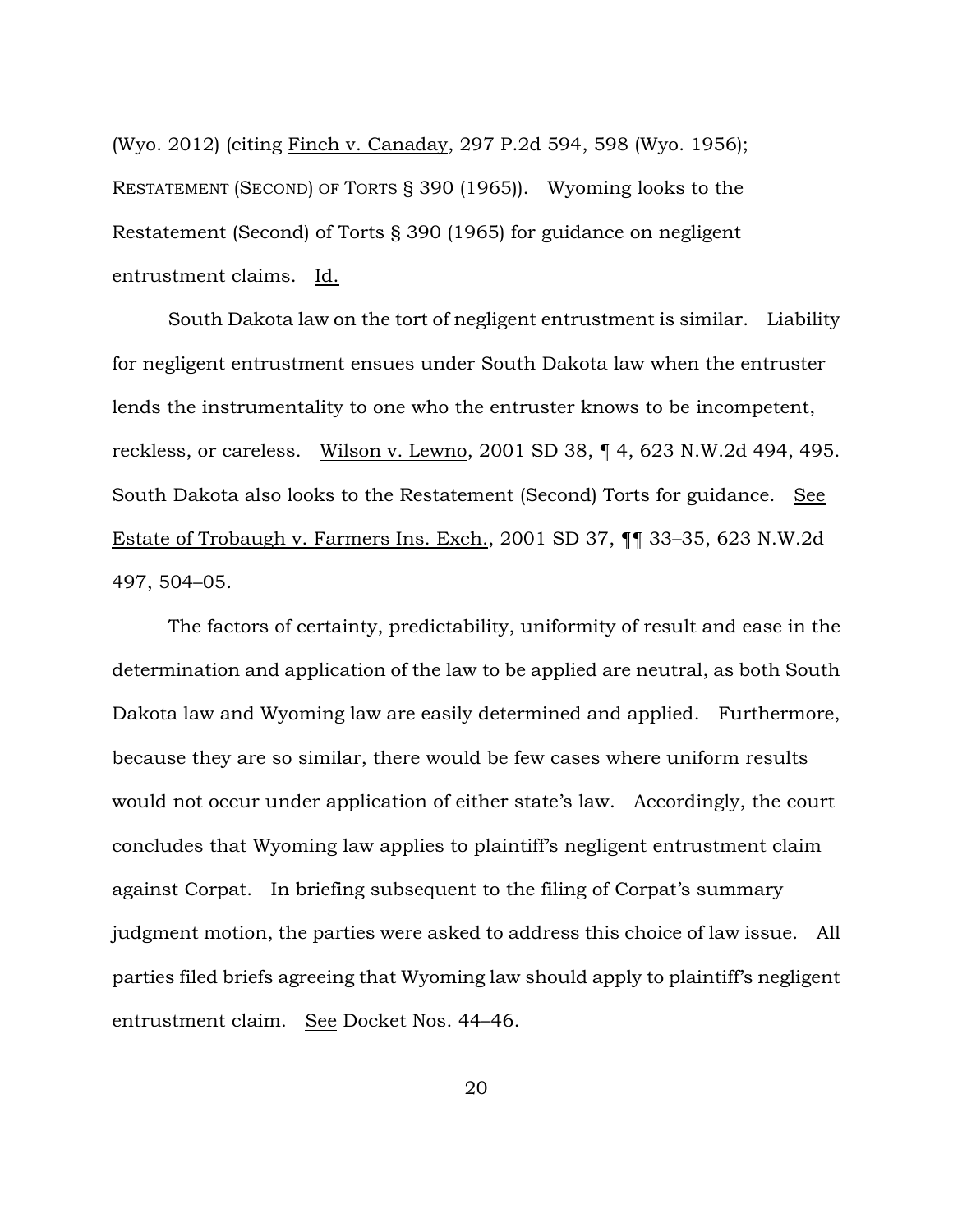(Wyo. 2012) (citing Finch v. Canaday, 297 P.2d 594, 598 (Wyo. 1956); RESTATEMENT (SECOND) OF TORTS § 390 (1965)). Wyoming looks to the Restatement (Second) of Torts § 390 (1965) for guidance on negligent entrustment claims. Id.

South Dakota law on the tort of negligent entrustment is similar. Liability for negligent entrustment ensues under South Dakota law when the entruster lends the instrumentality to one who the entruster knows to be incompetent, reckless, or careless. Wilson v. Lewno, 2001 SD 38, ¶ 4, 623 N.W.2d 494, 495. South Dakota also looks to the Restatement (Second) Torts for guidance. See Estate of Trobaugh v. Farmers Ins. Exch., 2001 SD 37, ¶¶ 33–35, 623 N.W.2d 497, 504–05.

The factors of certainty, predictability, uniformity of result and ease in the determination and application of the law to be applied are neutral, as both South Dakota law and Wyoming law are easily determined and applied. Furthermore, because they are so similar, there would be few cases where uniform results would not occur under application of either state's law. Accordingly, the court concludes that Wyoming law applies to plaintiff's negligent entrustment claim against Corpat. In briefing subsequent to the filing of Corpat's summary judgment motion, the parties were asked to address this choice of law issue. All parties filed briefs agreeing that Wyoming law should apply to plaintiff's negligent entrustment claim. See Docket Nos. 44–46.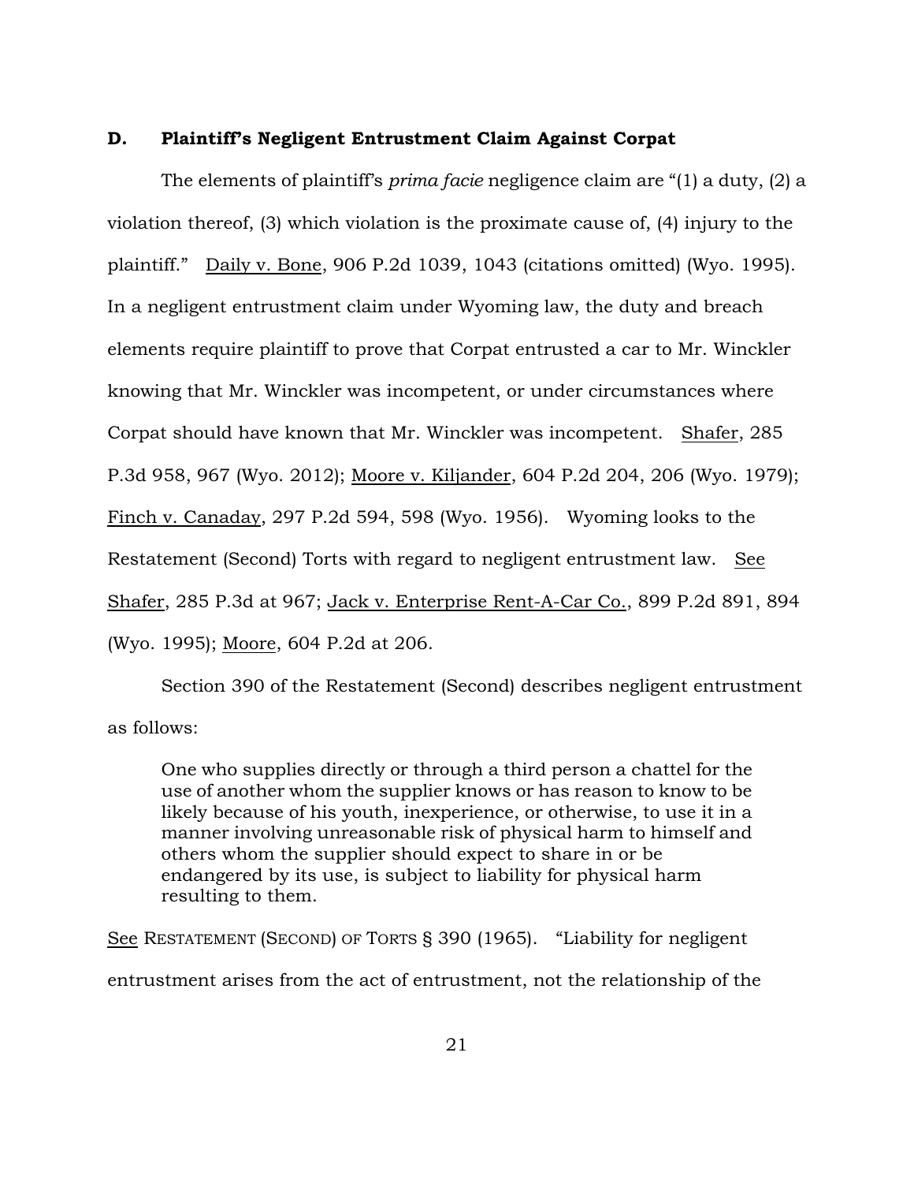### D. Plaintiff's Negligent Entrustment Claim Against Corpat

The elements of plaintiff's *prima facie* negligence claim are "(1) a duty, (2) a violation thereof, (3) which violation is the proximate cause of, (4) injury to the plaintiff." Daily v. Bone, 906 P.2d 1039, 1043 (citations omitted) (Wyo. 1995). In a negligent entrustment claim under Wyoming law, the duty and breach elements require plaintiff to prove that Corpat entrusted a car to Mr. Winckler knowing that Mr. Winckler was incompetent, or under circumstances where Corpat should have known that Mr. Winckler was incompetent. Shafer, 285 P.3d 958, 967 (Wyo. 2012); Moore v. Kiljander, 604 P.2d 204, 206 (Wyo. 1979); Finch v. Canaday, 297 P.2d 594, 598 (Wyo. 1956). Wyoming looks to the Restatement (Second) Torts with regard to negligent entrustment law. See Shafer, 285 P.3d at 967; Jack v. Enterprise Rent-A-Car Co., 899 P.2d 891, 894 (Wyo. 1995); Moore, 604 P.2d at 206.

Section 390 of the Restatement (Second) describes negligent entrustment as follows:

> One who supplies directly or through a third person a chattel for the use of another whom the supplier knows or has reason to know to be likely because of his youth, inexperience, or otherwise, to use it in a manner involving unreasonable risk of physical harm to himself and others whom the supplier should expect to share in or be endangered by its use, is subject to liability for physical harm resulting to them.

See RESTATEMENT (SECOND) OF TORTS § 390 (1965). "Liability for negligent entrustment arises from the act of entrustment, not the relationship of the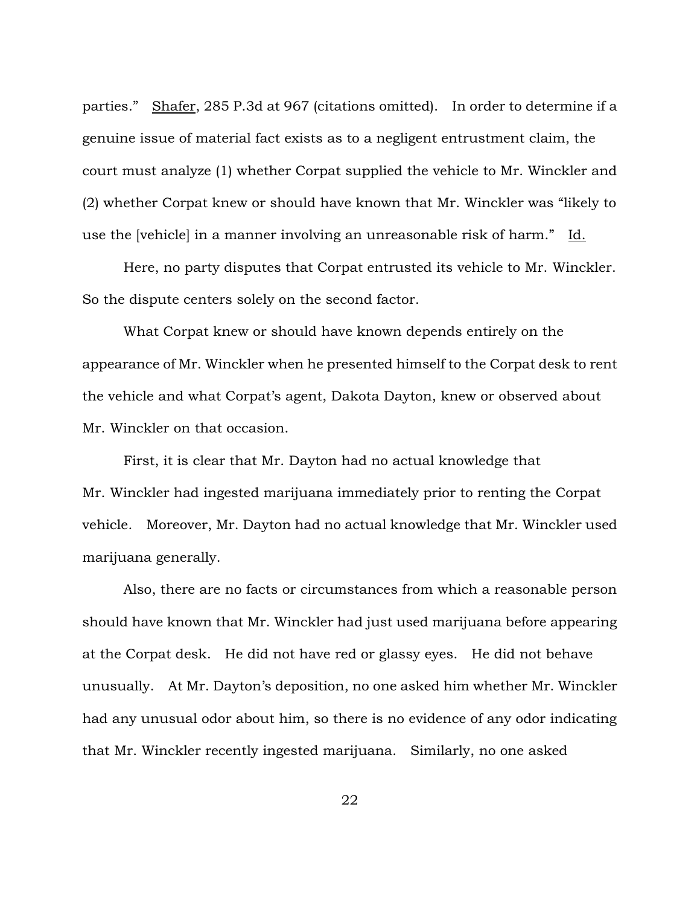parties." Shafer, 285 P.3d at 967 (citations omitted). In order to determine if a genuine issue of material fact exists as to a negligent entrustment claim, the court must analyze (1) whether Corpat supplied the vehicle to Mr. Winckler and (2) whether Corpat knew or should have known that Mr. Winckler was "likely to use the [vehicle] in a manner involving an unreasonable risk of harm." Id.

Here, no party disputes that Corpat entrusted its vehicle to Mr. Winckler. So the dispute centers solely on the second factor.

What Corpat knew or should have known depends entirely on the appearance of Mr. Winckler when he presented himself to the Corpat desk to rent the vehicle and what Corpat's agent, Dakota Dayton, knew or observed about Mr. Winckler on that occasion.

First, it is clear that Mr. Dayton had no actual knowledge that Mr. Winckler had ingested marijuana immediately prior to renting the Corpat vehicle. Moreover, Mr. Dayton had no actual knowledge that Mr. Winckler used marijuana generally.

Also, there are no facts or circumstances from which a reasonable person should have known that Mr. Winckler had just used marijuana before appearing at the Corpat desk. He did not have red or glassy eyes. He did not behave unusually. At Mr. Dayton's deposition, no one asked him whether Mr. Winckler had any unusual odor about him, so there is no evidence of any odor indicating that Mr. Winckler recently ingested marijuana. Similarly, no one asked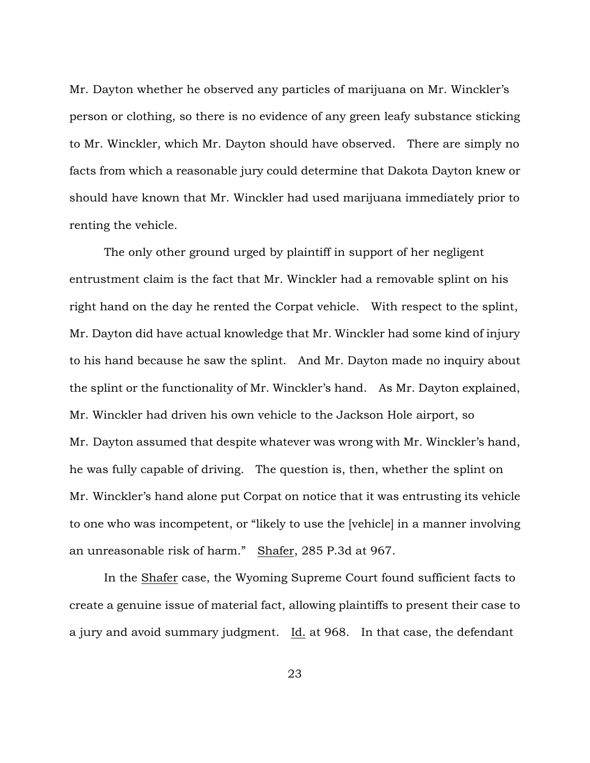Mr. Dayton whether he observed any particles of marijuana on Mr. Winckler's person or clothing, so there is no evidence of any green leafy substance sticking to Mr. Winckler, which Mr. Dayton should have observed. There are simply no facts from which a reasonable jury could determine that Dakota Dayton knew or should have known that Mr. Winckler had used marijuana immediately prior to renting the vehicle.

The only other ground urged by plaintiff in support of her negligent entrustment claim is the fact that Mr. Winckler had a removable splint on his right hand on the day he rented the Corpat vehicle. With respect to the splint, Mr. Dayton did have actual knowledge that Mr. Winckler had some kind of injury to his hand because he saw the splint. And Mr. Dayton made no inquiry about the splint or the functionality of Mr. Winckler's hand. As Mr. Dayton explained, Mr. Winckler had driven his own vehicle to the Jackson Hole airport, so Mr. Dayton assumed that despite whatever was wrong with Mr. Winckler's hand, he was fully capable of driving. The question is, then, whether the splint on Mr. Winckler's hand alone put Corpat on notice that it was entrusting its vehicle to one who was incompetent, or "likely to use the [vehicle] in a manner involving an unreasonable risk of harm." Shafer, 285 P.3d at 967.

In the Shafer case, the Wyoming Supreme Court found sufficient facts to create a genuine issue of material fact, allowing plaintiffs to present their case to a jury and avoid summary judgment. Id. at 968. In that case, the defendant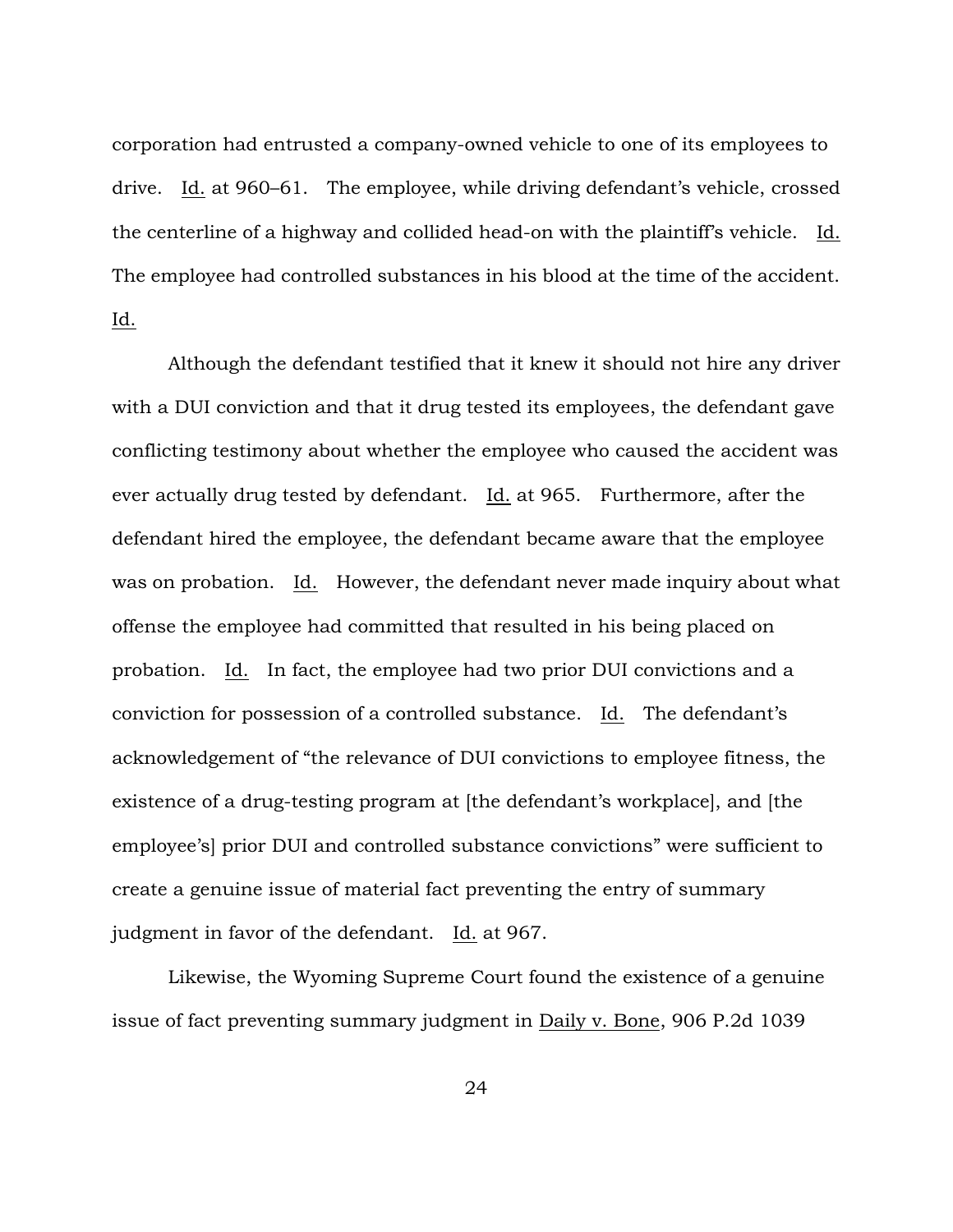corporation had entrusted a company-owned vehicle to one of its employees to drive. Id. at 960–61. The employee, while driving defendant's vehicle, crossed the centerline of a highway and collided head-on with the plaintiff's vehicle. Id. The employee had controlled substances in his blood at the time of the accident. Id.

Although the defendant testified that it knew it should not hire any driver with a DUI conviction and that it drug tested its employees, the defendant gave conflicting testimony about whether the employee who caused the accident was ever actually drug tested by defendant. Id. at 965. Furthermore, after the defendant hired the employee, the defendant became aware that the employee was on probation. Id. However, the defendant never made inquiry about what offense the employee had committed that resulted in his being placed on probation. Id. In fact, the employee had two prior DUI convictions and a conviction for possession of a controlled substance. Id. The defendant's acknowledgement of "the relevance of DUI convictions to employee fitness, the existence of a drug-testing program at [the defendant's workplace], and [the employee's] prior DUI and controlled substance convictions" were sufficient to create a genuine issue of material fact preventing the entry of summary judgment in favor of the defendant. Id. at 967.

Likewise, the Wyoming Supreme Court found the existence of a genuine issue of fact preventing summary judgment in Daily v. Bone, 906 P.2d 1039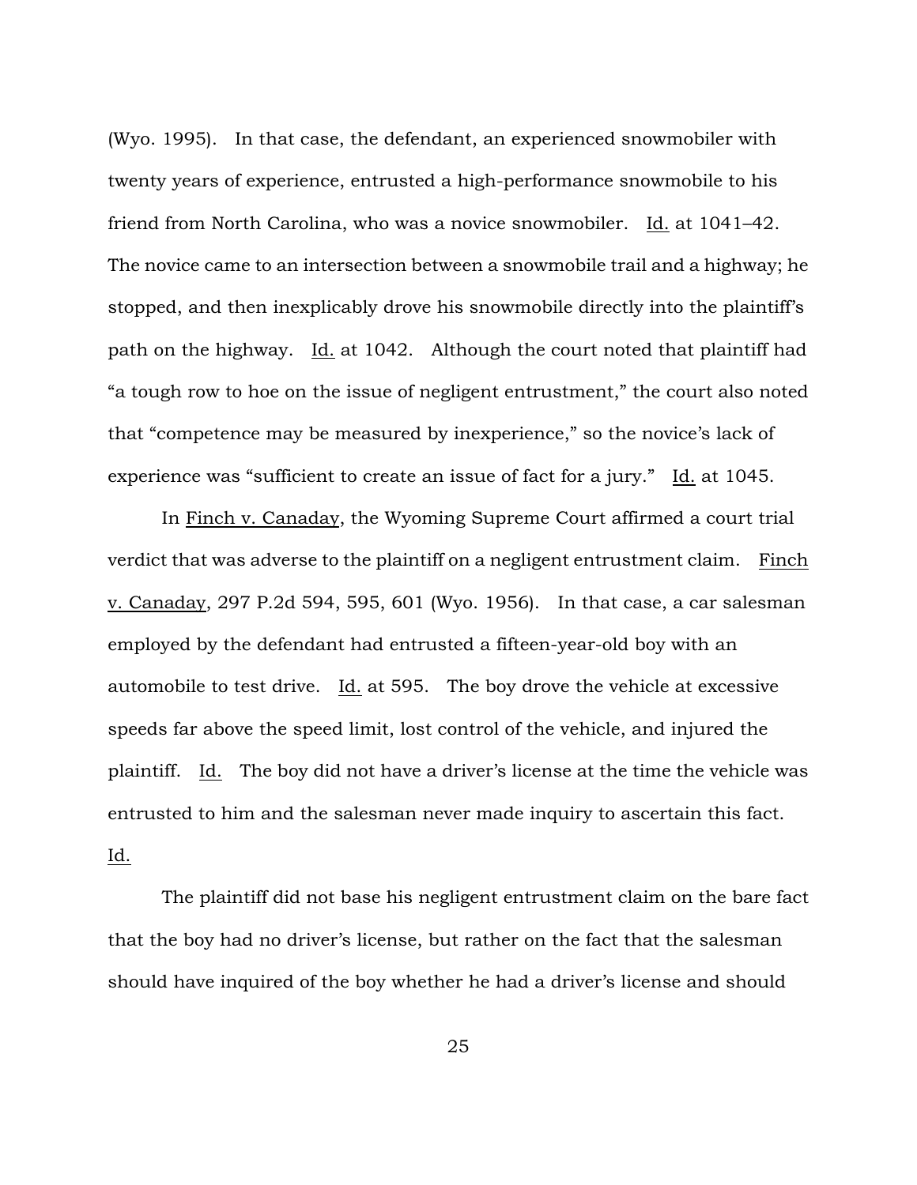(Wyo. 1995). In that case, the defendant, an experienced snowmobiler with twenty years of experience, entrusted a high-performance snowmobile to his friend from North Carolina, who was a novice snowmobiler. Id. at 1041–42. The novice came to an intersection between a snowmobile trail and a highway; he stopped, and then inexplicably drove his snowmobile directly into the plaintiff's path on the highway. Id. at 1042. Although the court noted that plaintiff had "a tough row to hoe on the issue of negligent entrustment," the court also noted that "competence may be measured by inexperience," so the novice's lack of experience was "sufficient to create an issue of fact for a jury." Id. at 1045.

In Finch v. Canaday, the Wyoming Supreme Court affirmed a court trial verdict that was adverse to the plaintiff on a negligent entrustment claim. Finch v. Canaday, 297 P.2d 594, 595, 601 (Wyo. 1956). In that case, a car salesman employed by the defendant had entrusted a fifteen-year-old boy with an automobile to test drive. Id. at 595. The boy drove the vehicle at excessive speeds far above the speed limit, lost control of the vehicle, and injured the plaintiff. Id. The boy did not have a driver's license at the time the vehicle was entrusted to him and the salesman never made inquiry to ascertain this fact. Id.

The plaintiff did not base his negligent entrustment claim on the bare fact that the boy had no driver's license, but rather on the fact that the salesman should have inquired of the boy whether he had a driver's license and should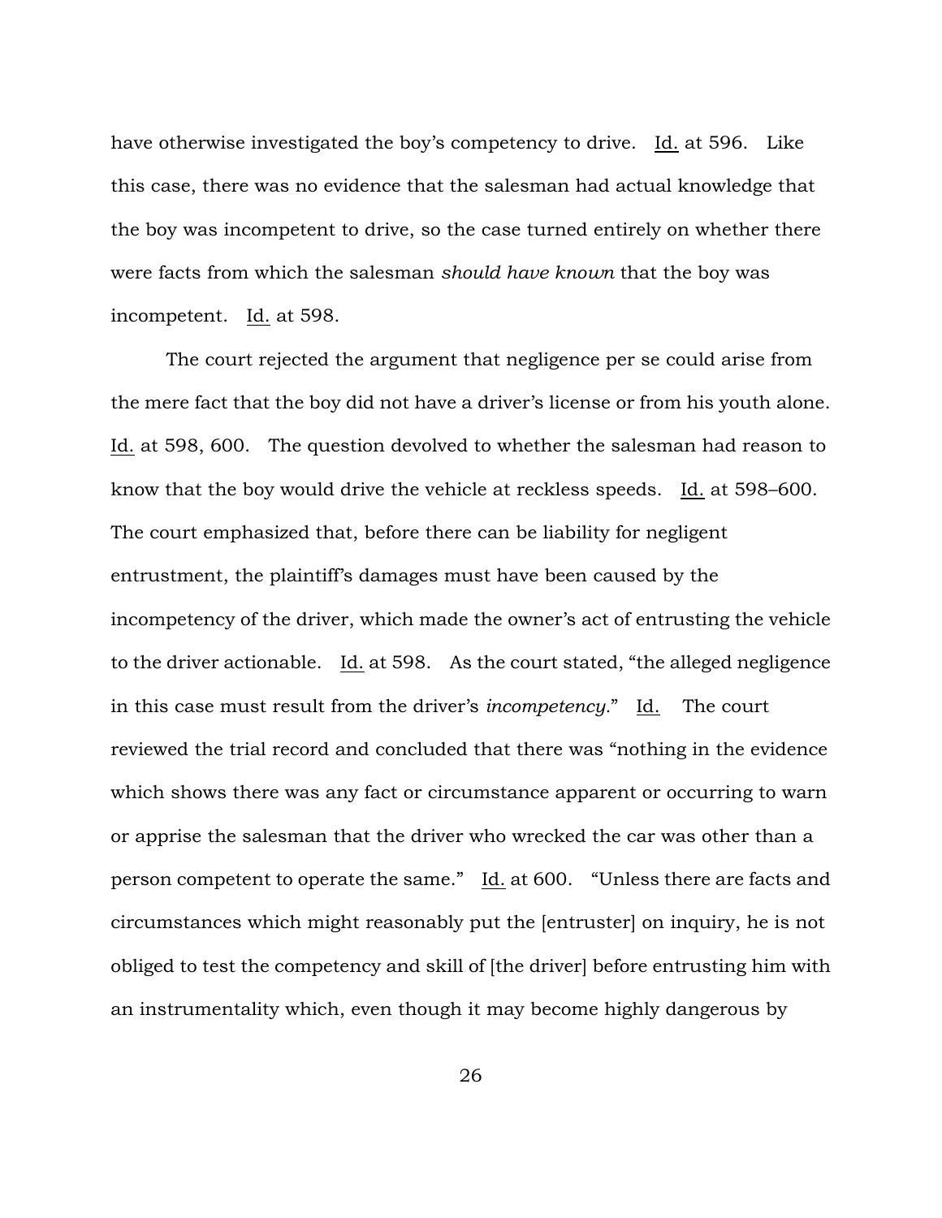have otherwise investigated the boy's competency to drive. Id. at 596. Like this case, there was no evidence that the salesman had actual knowledge that the boy was incompetent to drive, so the case turned entirely on whether there were facts from which the salesman *should have known* that the boy was incompetent. Id. at 598.

The court rejected the argument that negligence per se could arise from the mere fact that the boy did not have a driver's license or from his youth alone. Id. at 598, 600. The question devolved to whether the salesman had reason to know that the boy would drive the vehicle at reckless speeds. Id. at 598–600. The court emphasized that, before there can be liability for negligent entrustment, the plaintiff's damages must have been caused by the incompetency of the driver, which made the owner's act of entrusting the vehicle to the driver actionable. Id. at 598. As the court stated, "the alleged negligence in this case must result from the driver's *incompetency*." Id. The court reviewed the trial record and concluded that there was "nothing in the evidence which shows there was any fact or circumstance apparent or occurring to warn or apprise the salesman that the driver who wrecked the car was other than a person competent to operate the same." Id. at 600. "Unless there are facts and circumstances which might reasonably put the [entruster] on inquiry, he is not obliged to test the competency and skill of [the driver] before entrusting him with an instrumentality which, even though it may become highly dangerous by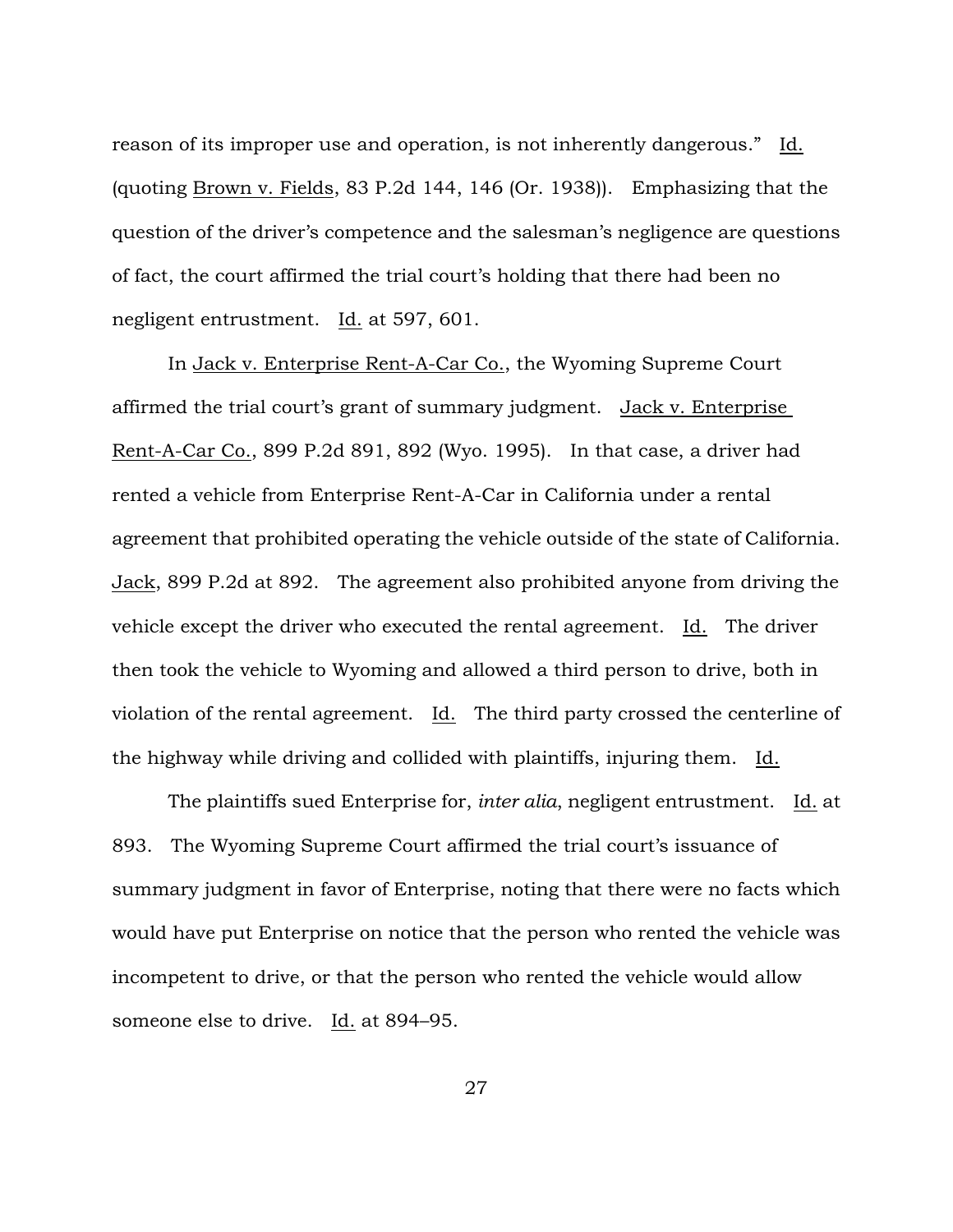reason of its improper use and operation, is not inherently dangerous." Id. (quoting Brown v. Fields, 83 P.2d 144, 146 (Or. 1938)). Emphasizing that the question of the driver's competence and the salesman's negligence are questions of fact, the court affirmed the trial court's holding that there had been no negligent entrustment. Id. at 597, 601.

In Jack v. Enterprise Rent-A-Car Co., the Wyoming Supreme Court affirmed the trial court's grant of summary judgment. Jack v. Enterprise Rent-A-Car Co., 899 P.2d 891, 892 (Wyo. 1995). In that case, a driver had rented a vehicle from Enterprise Rent-A-Car in California under a rental agreement that prohibited operating the vehicle outside of the state of California. Jack, 899 P.2d at 892. The agreement also prohibited anyone from driving the vehicle except the driver who executed the rental agreement. Id. The driver then took the vehicle to Wyoming and allowed a third person to drive, both in violation of the rental agreement. Id. The third party crossed the centerline of the highway while driving and collided with plaintiffs, injuring them. Id.

The plaintiffs sued Enterprise for, *inter alia*, negligent entrustment. Id. at 893. The Wyoming Supreme Court affirmed the trial court's issuance of summary judgment in favor of Enterprise, noting that there were no facts which would have put Enterprise on notice that the person who rented the vehicle was incompetent to drive, or that the person who rented the vehicle would allow someone else to drive. Id. at 894–95.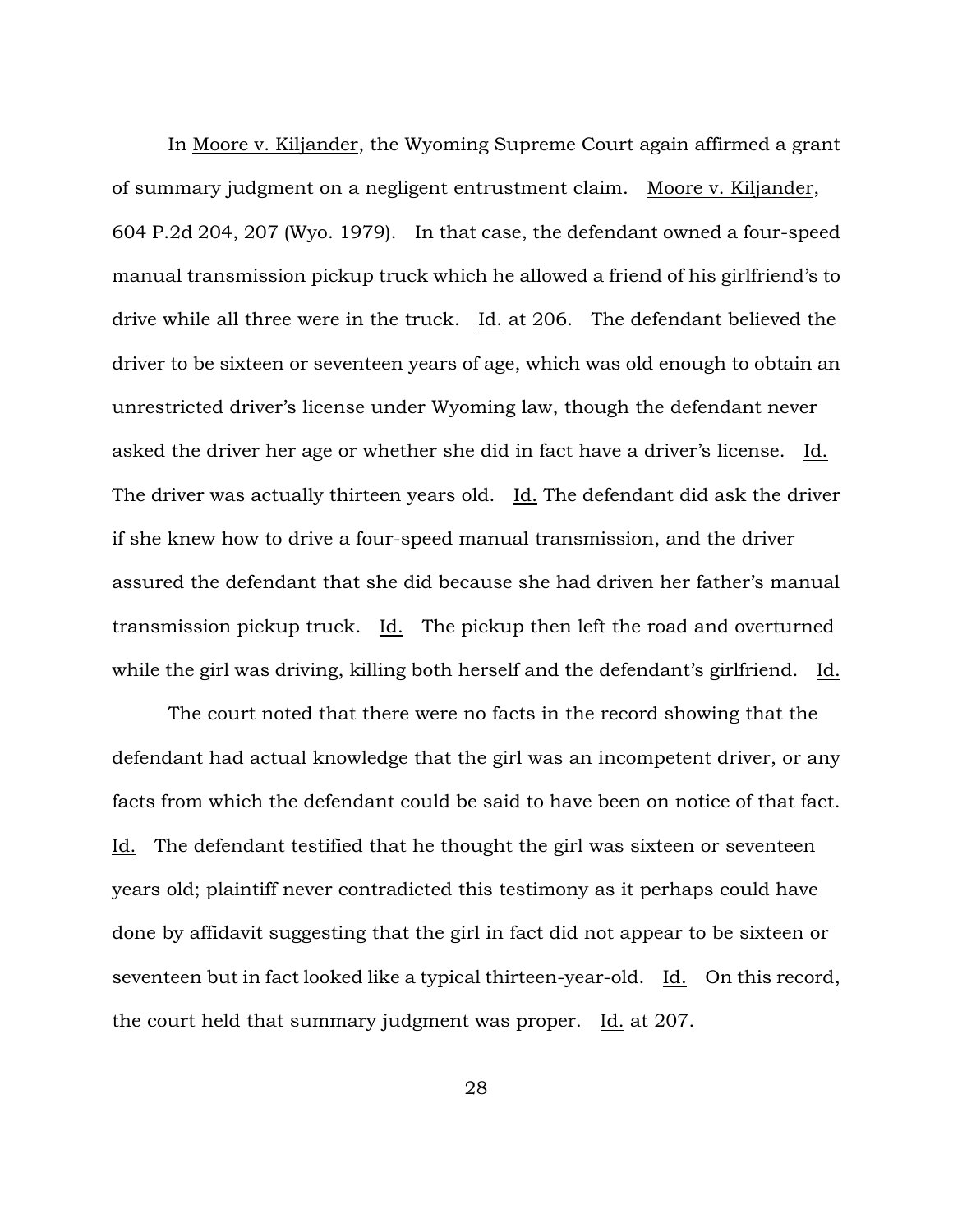In Moore v. Kiljander, the Wyoming Supreme Court again affirmed a grant of summary judgment on a negligent entrustment claim. Moore v. Kiljander, 604 P.2d 204, 207 (Wyo. 1979). In that case, the defendant owned a four-speed manual transmission pickup truck which he allowed a friend of his girlfriend's to drive while all three were in the truck. Id. at 206. The defendant believed the driver to be sixteen or seventeen years of age, which was old enough to obtain an unrestricted driver's license under Wyoming law, though the defendant never asked the driver her age or whether she did in fact have a driver's license. Id. The driver was actually thirteen years old. Id. The defendant did ask the driver if she knew how to drive a four-speed manual transmission, and the driver assured the defendant that she did because she had driven her father's manual transmission pickup truck. Id. The pickup then left the road and overturned while the girl was driving, killing both herself and the defendant's girlfriend. Id.

The court noted that there were no facts in the record showing that the defendant had actual knowledge that the girl was an incompetent driver, or any facts from which the defendant could be said to have been on notice of that fact. Id. The defendant testified that he thought the girl was sixteen or seventeen years old; plaintiff never contradicted this testimony as it perhaps could have done by affidavit suggesting that the girl in fact did not appear to be sixteen or seventeen but in fact looked like a typical thirteen-year-old. Id. On this record, the court held that summary judgment was proper. Id. at 207.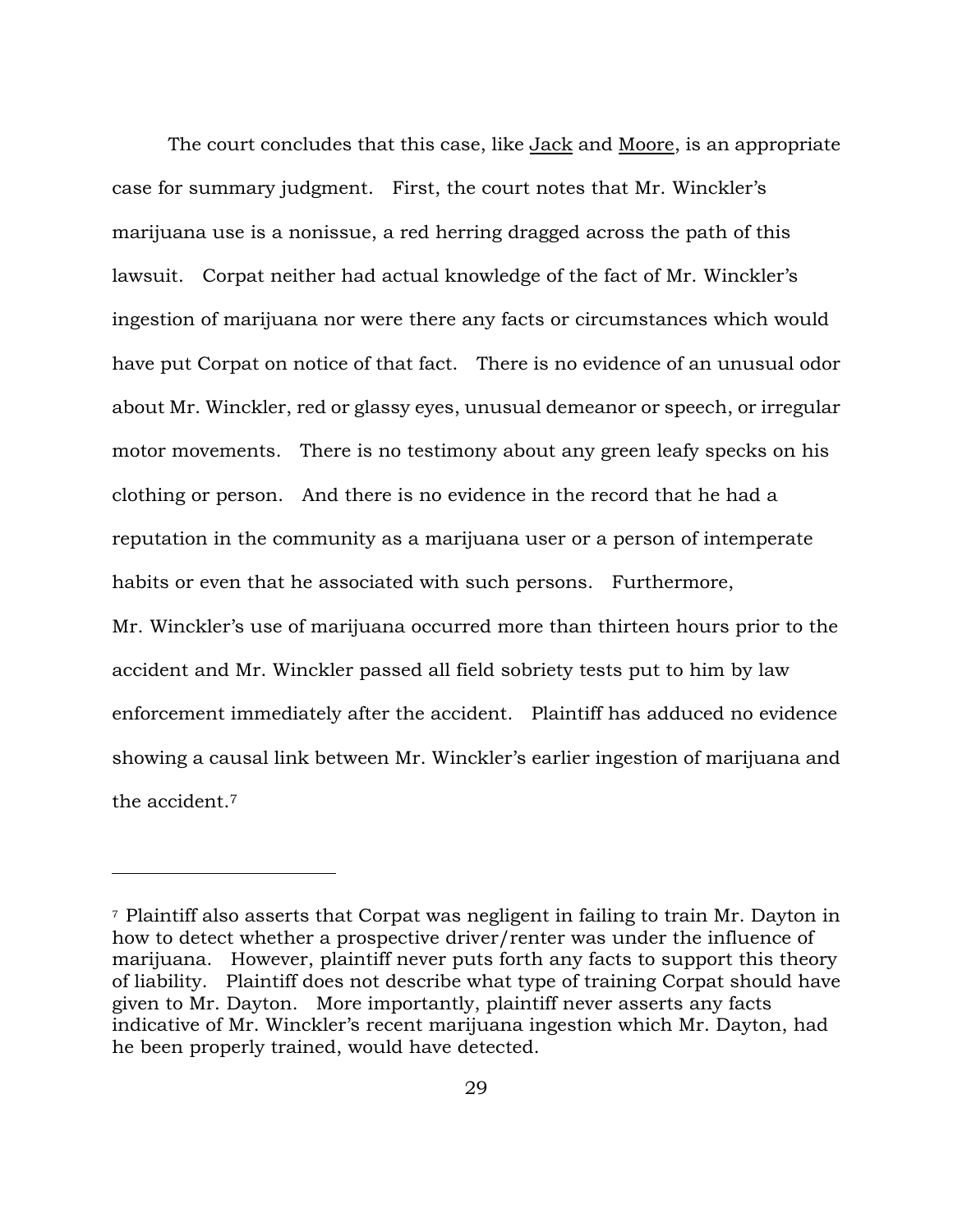The court concludes that this case, like Jack and Moore, is an appropriate case for summary judgment. First, the court notes that Mr. Winckler's marijuana use is a nonissue, a red herring dragged across the path of this lawsuit. Corpat neither had actual knowledge of the fact of Mr. Winckler's ingestion of marijuana nor were there any facts or circumstances which would have put Corpat on notice of that fact. There is no evidence of an unusual odor about Mr. Winckler, red or glassy eyes, unusual demeanor or speech, or irregular motor movements. There is no testimony about any green leafy specks on his clothing or person. And there is no evidence in the record that he had a reputation in the community as a marijuana user or a person of intemperate habits or even that he associated with such persons. Furthermore, Mr. Winckler's use of marijuana occurred more than thirteen hours prior to the accident and Mr. Winckler passed all field sobriety tests put to him by law enforcement immediately after the accident. Plaintiff has adduced no evidence showing a causal link between Mr. Winckler's earlier ingestion of marijuana and the accident.[7]

---

[7] Plaintiff also asserts that Corpat was negligent in failing to train Mr. Dayton in how to detect whether a prospective driver/renter was under the influence of marijuana. However, plaintiff never puts forth any facts to support this theory of liability. Plaintiff does not describe what type of training Corpat should have given to Mr. Dayton. More importantly, plaintiff never asserts any facts indicative of Mr. Winckler's recent marijuana ingestion which Mr. Dayton, had he been properly trained, would have detected.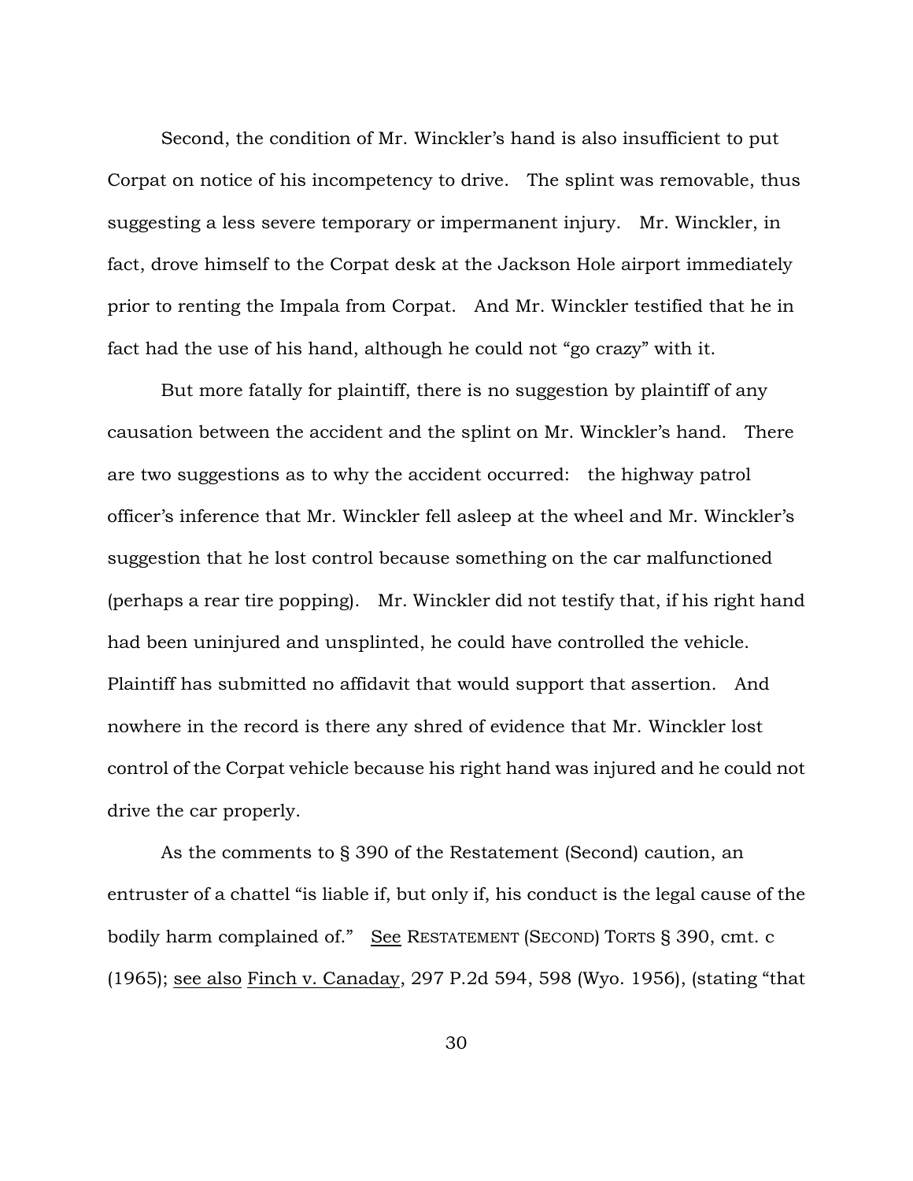Second, the condition of Mr. Winckler's hand is also insufficient to put Corpat on notice of his incompetency to drive. The splint was removable, thus suggesting a less severe temporary or impermanent injury. Mr. Winckler, in fact, drove himself to the Corpat desk at the Jackson Hole airport immediately prior to renting the Impala from Corpat. And Mr. Winckler testified that he in fact had the use of his hand, although he could not "go crazy" with it.

But more fatally for plaintiff, there is no suggestion by plaintiff of any causation between the accident and the splint on Mr. Winckler's hand. There are two suggestions as to why the accident occurred: the highway patrol officer's inference that Mr. Winckler fell asleep at the wheel and Mr. Winckler's suggestion that he lost control because something on the car malfunctioned (perhaps a rear tire popping). Mr. Winckler did not testify that, if his right hand had been uninjured and unsplinted, he could have controlled the vehicle. Plaintiff has submitted no affidavit that would support that assertion. And nowhere in the record is there any shred of evidence that Mr. Winckler lost control of the Corpat vehicle because his right hand was injured and he could not drive the car properly.

As the comments to § 390 of the Restatement (Second) caution, an entruster of a chattel "is liable if, but only if, his conduct is the legal cause of the bodily harm complained of." See RESTATEMENT (SECOND) TORTS § 390, cmt. c (1965); see also Finch v. Canaday, 297 P.2d 594, 598 (Wyo. 1956), (stating "that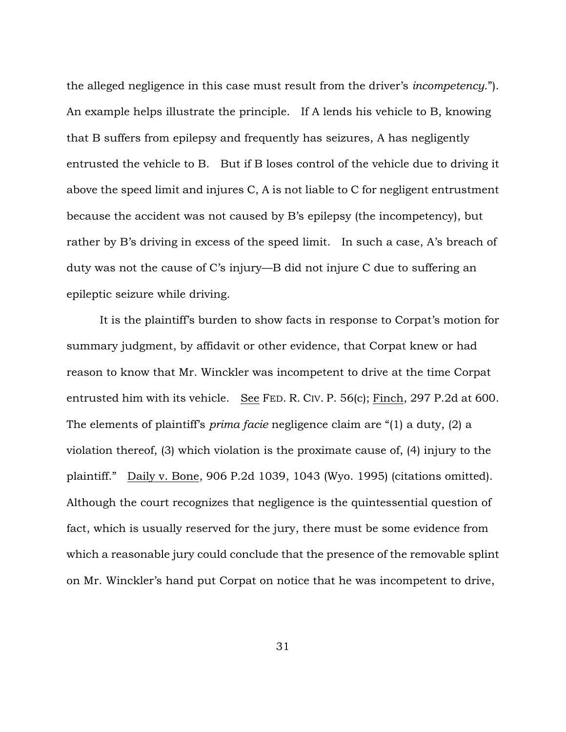the alleged negligence in this case must result from the driver's *incompetency*."). An example helps illustrate the principle. If A lends his vehicle to B, knowing that B suffers from epilepsy and frequently has seizures, A has negligently entrusted the vehicle to B. But if B loses control of the vehicle due to driving it above the speed limit and injures C, A is not liable to C for negligent entrustment because the accident was not caused by B's epilepsy (the incompetency), but rather by B's driving in excess of the speed limit. In such a case, A's breach of duty was not the cause of C's injury—B did not injure C due to suffering an epileptic seizure while driving.

It is the plaintiff's burden to show facts in response to Corpat's motion for summary judgment, by affidavit or other evidence, that Corpat knew or had reason to know that Mr. Winckler was incompetent to drive at the time Corpat entrusted him with its vehicle. <u>See</u> FED. R. CIV. P. 56(c); <u>Finch</u>, 297 P.2d at 600. The elements of plaintiff's *prima facie* negligence claim are "(1) a duty, (2) a violation thereof, (3) which violation is the proximate cause of, (4) injury to the plaintiff." <u>Daily v. Bone</u>, 906 P.2d 1039, 1043 (Wyo. 1995) (citations omitted). Although the court recognizes that negligence is the quintessential question of fact, which is usually reserved for the jury, there must be some evidence from which a reasonable jury could conclude that the presence of the removable splint on Mr. Winckler's hand put Corpat on notice that he was incompetent to drive,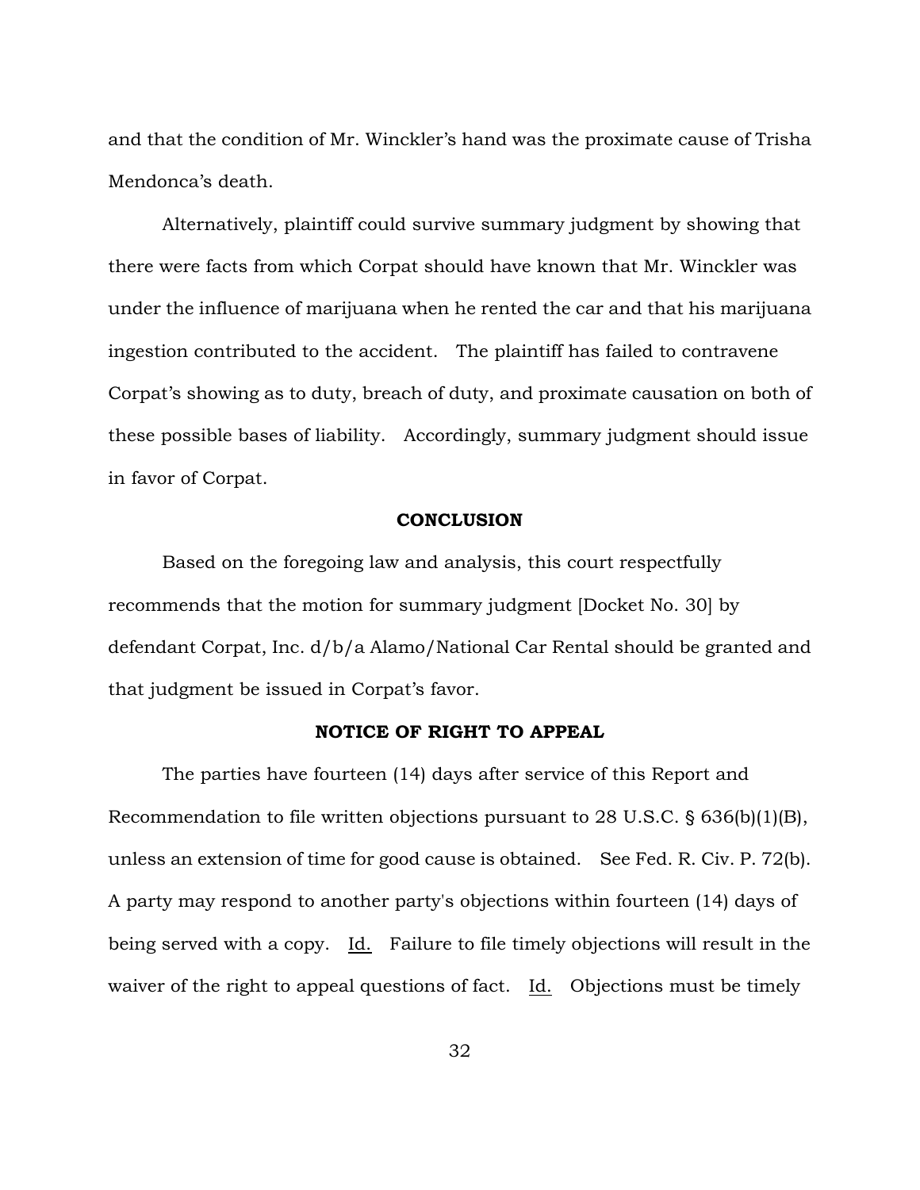and that the condition of Mr. Winckler's hand was the proximate cause of Trisha Mendonca's death.

Alternatively, plaintiff could survive summary judgment by showing that there were facts from which Corpat should have known that Mr. Winckler was under the influence of marijuana when he rented the car and that his marijuana ingestion contributed to the accident. The plaintiff has failed to contravene Corpat's showing as to duty, breach of duty, and proximate causation on both of these possible bases of liability. Accordingly, summary judgment should issue in favor of Corpat.

## CONCLUSION

Based on the foregoing law and analysis, this court respectfully recommends that the motion for summary judgment [Docket No. 30] by defendant Corpat, Inc. d/b/a Alamo/National Car Rental should be granted and that judgment be issued in Corpat's favor.

## NOTICE OF RIGHT TO APPEAL

The parties have fourteen (14) days after service of this Report and Recommendation to file written objections pursuant to 28 U.S.C. § 636(b)(1)(B), unless an extension of time for good cause is obtained. See Fed. R. Civ. P. 72(b). A party may respond to another party's objections within fourteen (14) days of being served with a copy. Id. Failure to file timely objections will result in the waiver of the right to appeal questions of fact. Id. Objections must be timely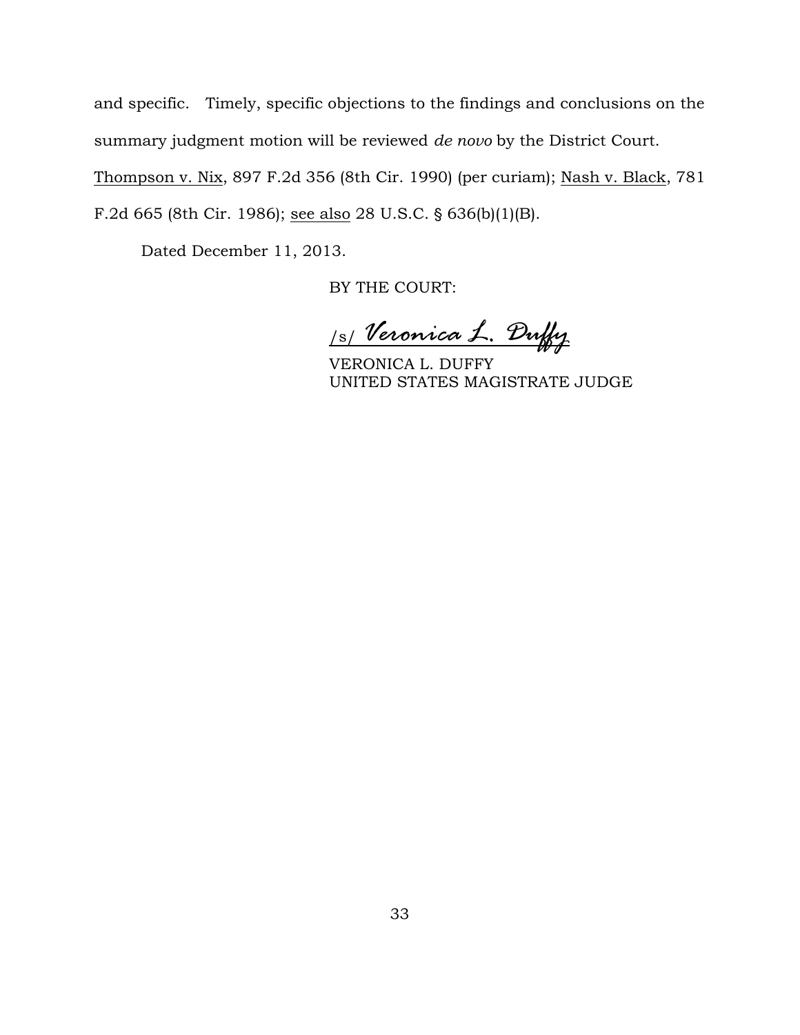and specific. Timely, specific objections to the findings and conclusions on the summary judgment motion will be reviewed *de novo* by the District Court. Thompson v. Nix, 897 F.2d 356 (8th Cir. 1990) (per curiam); Nash v. Black, 781 F.2d 665 (8th Cir. 1986); see also 28 U.S.C. § 636(b)(1)(B).

Dated December 11, 2013.

BY THE COURT:

/s/ *Veronica L. Duffy*

VERONICA L. DUFFY
UNITED STATES MAGISTRATE JUDGE